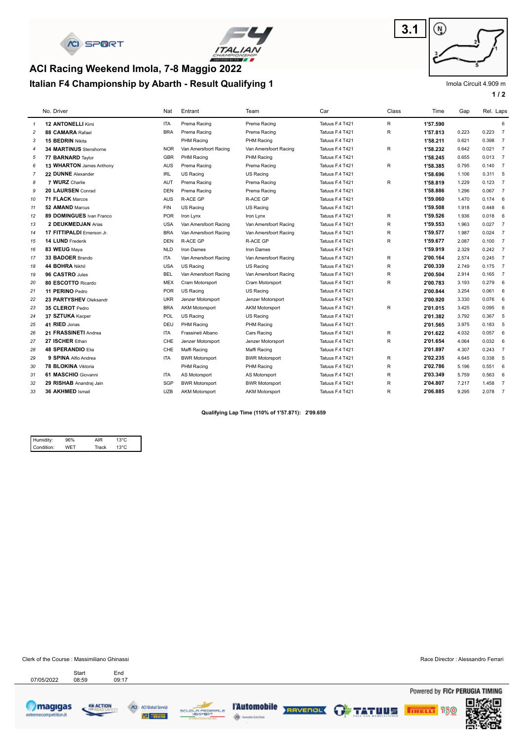# ACI Racing Weekend Imola, 7-8 Maggio 2022

## Italian F4 Championship by Abarth - Result Qualifying 1

3.1

Imola Circuit 4.909 m

| | No. | Driver | Nat | Entrant | Team | Car | Class | Time | Gap | Rel. | Laps |
|---|---|---|---|---|---|---|---|---|---|---|---|
| 1 | 12 | **ANTONELLI** Kimi | ITA | Prema Racing | Prema Racing | Tatuus F.4 T421 | R | **1'57.590** | | | 6 |
| 2 | 88 | **CAMARA** Rafael | BRA | Prema Racing | Prema Racing | Tatuus F.4 T421 | R | **1'57.813** | 0.223 | 0.223 | 7 |
| 3 | 15 | **BEDRIN** Nikita | | PHM Racing | PHM Racing | Tatuus F.4 T421 | | **1'58.211** | 0.621 | 0.398 | 7 |
| 4 | 34 | **MARTINUS** Stenshorne | NOR | Van Amersfoort Racing | Van Amersfoort Racing | Tatuus F.4 T421 | R | **1'58.232** | 0.642 | 0.021 | 7 |
| 5 | 77 | **BARNARD** Taylor | GBR | PHM Racing | PHM Racing | Tatuus F.4 T421 | | **1'58.245** | 0.655 | 0.013 | 7 |
| 6 | 13 | **WHARTON** James Anthony | AUS | Prema Racing | Prema Racing | Tatuus F.4 T421 | R | **1'58.385** | 0.795 | 0.140 | 7 |
| 7 | 22 | **DUNNE** Alexander | IRL | US Racing | US Racing | Tatuus F.4 T421 | | **1'58.696** | 1.106 | 0.311 | 5 |
| 8 | 7 | **WURZ** Charlie | AUT | Prema Racing | Prema Racing | Tatuus F.4 T421 | R | **1'58.819** | 1.229 | 0.123 | 7 |
| 9 | 20 | **LAURSEN** Conrad | DEN | Prema Racing | Prema Racing | Tatuus F.4 T421 | | **1'58.886** | 1.296 | 0.067 | 7 |
| 10 | 71 | **FLACK** Marcos | AUS | R-ACE GP | R-ACE GP | Tatuus F.4 T421 | | **1'59.060** | 1.470 | 0.174 | 6 |
| 11 | 52 | **AMAND** Marcus | FIN | US Racing | US Racing | Tatuus F.4 T421 | | **1'59.508** | 1.918 | 0.448 | 6 |
| 12 | 89 | **DOMINGUES** Ivan Franco | POR | Iron Lynx | Iron Lynx | Tatuus F.4 T421 | R | **1'59.526** | 1.936 | 0.018 | 6 |
| 13 | 2 | **DEUKMEDJAN** Arias | USA | Van Amersfoort Racing | Van Amersfoort Racing | Tatuus F.4 T421 | R | **1'59.553** | 1.963 | 0.027 | 7 |
| 14 | 17 | **FITTIPALDI** Emerson Jr. | BRA | Van Amersfoort Racing | Van Amersfoort Racing | Tatuus F.4 T421 | R | **1'59.577** | 1.987 | 0.024 | 7 |
| 15 | 14 | **LUND** Frederik | DEN | R-ACE GP | R-ACE GP | Tatuus F.4 T421 | R | **1'59.677** | 2.087 | 0.100 | 7 |
| 16 | 83 | **WEUG** Maya | NLD | Iron Dames | Iron Dames | Tatuus F.4 T421 | | **1'59.919** | 2.329 | 0.242 | 7 |
| 17 | 33 | **BADOER** Brando | ITA | Van Amersfoort Racing | Van Amersfoort Racing | Tatuus F.4 T421 | R | **2'00.164** | 2.574 | 0.245 | 7 |
| 18 | 44 | **BOHRA** Nikhil | USA | US Racing | US Racing | Tatuus F.4 T421 | R | **2'00.339** | 2.749 | 0.175 | 7 |
| 19 | 96 | **CASTRO** Jules | BEL | Van Amersfoort Racing | Van Amersfoort Racing | Tatuus F.4 T421 | R | **2'00.504** | 2.914 | 0.165 | 7 |
| 20 | 80 | **ESCOTTO** Ricardo | MEX | Cram Motorsport | Cram Motorsport | Tatuus F.4 T421 | R | **2'00.783** | 3.193 | 0.279 | 6 |
| 21 | 11 | **PERINO** Pedro | POR | US Racing | US Racing | Tatuus F.4 T421 | | **2'00.844** | 3.254 | 0.061 | 6 |
| 22 | 23 | **PARTYSHEV** Oleksandr | UKR | Jenzer Motorsport | Jenzer Motorsport | Tatuus F.4 T421 | | **2'00.920** | 3.330 | 0.076 | 6 |
| 23 | 35 | **CLEROT** Pedro | BRA | AKM Motorsport | AKM Motorsport | Tatuus F.4 T421 | R | **2'01.015** | 3.425 | 0.095 | 6 |
| 24 | 37 | **SZTUKA** Kacper | POL | US Racing | US Racing | Tatuus F.4 T421 | | **2'01.382** | 3.792 | 0.367 | 5 |
| 25 | 41 | **RIED** Jonas | DEU | PHM Racing | PHM Racing | Tatuus F.4 T421 | | **2'01.565** | 3.975 | 0.183 | 5 |
| 26 | 21 | **FRASSINETI** Andrea | ITA | Frassineti Albano | Cars Racing | Tatuus F.4 T421 | R | **2'01.622** | 4.032 | 0.057 | 6 |
| 27 | 27 | **ISCHER** Ethan | CHE | Jenzer Motorsport | Jenzer Motorsport | Tatuus F.4 T421 | R | **2'01.654** | 4.064 | 0.032 | 6 |
| 28 | 48 | **SPERANDIO** Elia | CHE | Maffi Racing | Maffi Racing | Tatuus F.4 T421 | | **2'01.897** | 4.307 | 0.243 | 7 |
| 29 | 9 | **SPINA** Alfio Andrea | ITA | BWR Motorsport | BWR Motorsport | Tatuus F.4 T421 | R | **2'02.235** | 4.645 | 0.338 | 5 |
| 30 | 78 | **BLOKINA** Viktoria | | PHM Racing | PHM Racing | Tatuus F.4 T421 | R | **2'02.786** | 5.196 | 0.551 | 6 |
| 31 | 61 | **MASCHIO** Giovanni | ITA | AS Motorsport | AS Motorsport | Tatuus F.4 T421 | R | **2'03.349** | 5.759 | 0.563 | 6 |
| 32 | 29 | **RISHAB** Anandraj Jain | SGP | BWR Motorsport | BWR Motorsport | Tatuus F.4 T421 | R | **2'04.807** | 7.217 | 1.458 | 7 |
| 33 | 36 | **AKHMED** Ismail | UZB | AKM Motorsport | AKM Motorsport | Tatuus F.4 T421 | R | **2'06.885** | 9.295 | 2.078 | 7 |

**Qualifying Lap Time (110% of 1'57.871): 2'09.659**

| | | | |
|---|---|---|---|
| Humidity: | 96% | AIR | 13°C |
| Condition: | WET | Track | 13°C |

Clerk of the Course : Massimiliano Ghinassi

Race Director : Alessandro Ferrari

| | Start | End |
|---|---|---|
| 07/05/2022 | 08:59 | 09:17 |

Powered by FICr PERUGIA TIMING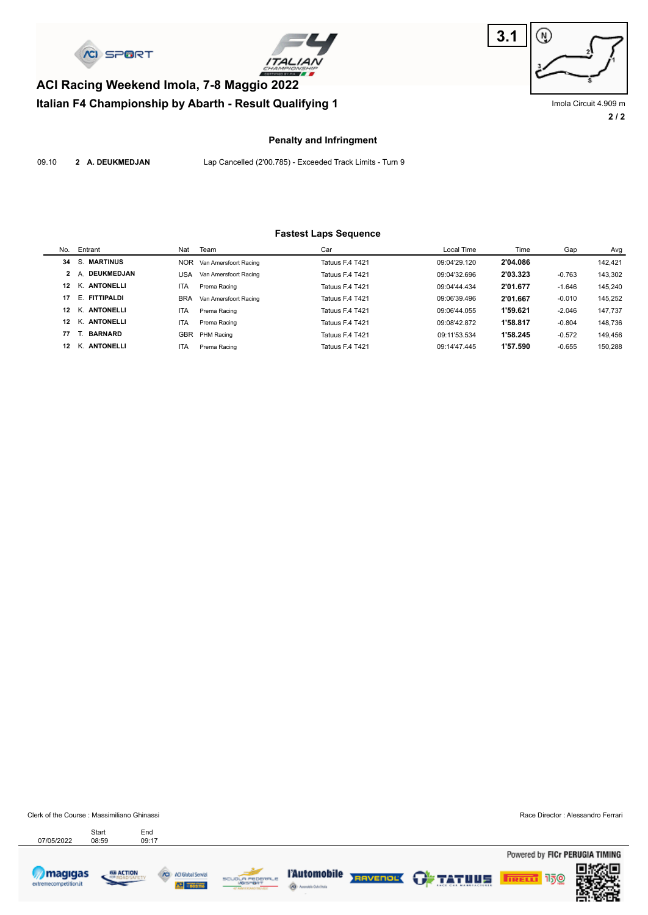# ACI Racing Weekend Imola, 7-8 Maggio 2022

## Italian F4 Championship by Abarth - Result Qualifying 1

3.1

Imola Circuit 4.909 m

### Penalty and Infringment

09.10 **2 A. DEUKMEDJAN** Lap Cancelled (2'00.785) - Exceeded Track Limits - Turn 9

### Fastest Laps Sequence

| No. | Entrant | Nat | Team | Car | Local Time | Time | Gap | Avg |
|---|---|---|---|---|---|---|---|---|
| 34 | S. **MARTINUS** | NOR | Van Amersfoort Racing | Tatuus F.4 T421 | 09:04'29.120 | **2'04.086** | | 142,421 |
| 2 | A. **DEUKMEDJAN** | USA | Van Amersfoort Racing | Tatuus F.4 T421 | 09:04'32.696 | **2'03.323** | -0.763 | 143,302 |
| 12 | K. **ANTONELLI** | ITA | Prema Racing | Tatuus F.4 T421 | 09:04'44.434 | **2'01.677** | -1.646 | 145,240 |
| 17 | E. **FITTIPALDI** | BRA | Van Amersfoort Racing | Tatuus F.4 T421 | 09:06'39.496 | **2'01.667** | -0.010 | 145,252 |
| 12 | K. **ANTONELLI** | ITA | Prema Racing | Tatuus F.4 T421 | 09:06'44.055 | **1'59.621** | -2.046 | 147,737 |
| 12 | K. **ANTONELLI** | ITA | Prema Racing | Tatuus F.4 T421 | 09:08'42.872 | **1'58.817** | -0.804 | 148,736 |
| 77 | T. **BARNARD** | GBR | PHM Racing | Tatuus F.4 T421 | 09:11'53.534 | **1'58.245** | -0.572 | 149,456 |
| 12 | K. **ANTONELLI** | ITA | Prema Racing | Tatuus F.4 T421 | 09:14'47.445 | **1'57.590** | -0.655 | 150,288 |

Clerk of the Course : Massimiliano Ghinassi

Race Director : Alessandro Ferrari

| | Start | End |
|---|---|---|
| 07/05/2022 | 08:59 | 09:17 |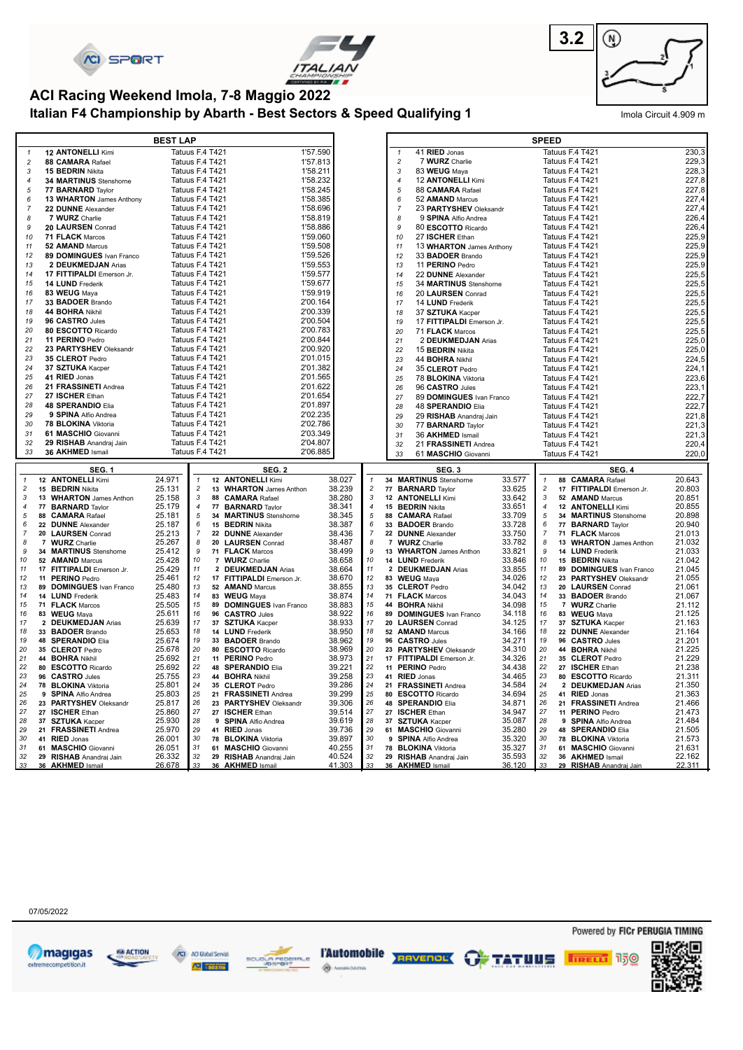# ACI Racing Weekend Imola, 7-8 Maggio 2022

## Italian F4 Championship by Abarth - Best Sectors & Speed Qualifying 1

3.2

Imola Circuit 4.909 m

| | BEST LAP | | |
|---|---|---|---|
| 1 | 12 ANTONELLI Kimi | Tatuus F.4 T421 | 1'57.590 |
| 2 | 88 CAMARA Rafael | Tatuus F.4 T421 | 1'57.813 |
| 3 | 15 BEDRIN Nikita | Tatuus F.4 T421 | 1'58.211 |
| 4 | 34 MARTINUS Stenshorne | Tatuus F.4 T421 | 1'58.232 |
| 5 | 77 BARNARD Taylor | Tatuus F.4 T421 | 1'58.245 |
| 6 | 13 WHARTON James Anthony | Tatuus F.4 T421 | 1'58.385 |
| 7 | 22 DUNNE Alexander | Tatuus F.4 T421 | 1'58.696 |
| 8 | 7 WURZ Charlie | Tatuus F.4 T421 | 1'58.819 |
| 9 | 20 LAURSEN Conrad | Tatuus F.4 T421 | 1'58.886 |
| 10 | 71 FLACK Marcos | Tatuus F.4 T421 | 1'59.060 |
| 11 | 52 AMAND Marcus | Tatuus F.4 T421 | 1'59.508 |
| 12 | 89 DOMINGUES Ivan Franco | Tatuus F.4 T421 | 1'59.526 |
| 13 | 2 DEUKMEDJAN Arias | Tatuus F.4 T421 | 1'59.553 |
| 14 | 17 FITTIPALDI Emerson Jr. | Tatuus F.4 T421 | 1'59.577 |
| 15 | 14 LUND Frederik | Tatuus F.4 T421 | 1'59.677 |
| 16 | 83 WEUG Maya | Tatuus F.4 T421 | 1'59.919 |
| 17 | 33 BADOER Brando | Tatuus F.4 T421 | 2'00.164 |
| 18 | 44 BOHRA Nikhil | Tatuus F.4 T421 | 2'00.339 |
| 19 | 96 CASTRO Jules | Tatuus F.4 T421 | 2'00.504 |
| 20 | 80 ESCOTTO Ricardo | Tatuus F.4 T421 | 2'00.783 |
| 21 | 11 PERINO Pedro | Tatuus F.4 T421 | 2'00.844 |
| 22 | 23 PARTYSHEV Oleksandr | Tatuus F.4 T421 | 2'00.920 |
| 23 | 35 CLEROT Pedro | Tatuus F.4 T421 | 2'01.015 |
| 24 | 37 SZTUKA Kacper | Tatuus F.4 T421 | 2'01.382 |
| 25 | 41 RIED Jonas | Tatuus F.4 T421 | 2'01.565 |
| 26 | 21 FRASSINETI Andrea | Tatuus F.4 T421 | 2'01.622 |
| 27 | 27 ISCHER Ethan | Tatuus F.4 T421 | 2'01.654 |
| 28 | 48 SPERANDIO Elia | Tatuus F.4 T421 | 2'01.897 |
| 29 | 9 SPINA Alfio Andrea | Tatuus F.4 T421 | 2'02.235 |
| 30 | 78 BLOKINA Viktoria | Tatuus F.4 T421 | 2'02.786 |
| 31 | 61 MASCHIO Giovanni | Tatuus F.4 T421 | 2'03.349 |
| 32 | 29 RISHAB Anandraj Jain | Tatuus F.4 T421 | 2'04.807 |
| 33 | 36 AKHMED Ismail | Tatuus F.4 T421 | 2'06.885 |

| | SPEED | | |
|---|---|---|---|
| 1 | 41 RIED Jonas | Tatuus F.4 T421 | 230,3 |
| 2 | 7 WURZ Charlie | Tatuus F.4 T421 | 229,3 |
| 3 | 83 WEUG Maya | Tatuus F.4 T421 | 228,3 |
| 4 | 12 ANTONELLI Kimi | Tatuus F.4 T421 | 227,8 |
| 5 | 88 CAMARA Rafael | Tatuus F.4 T421 | 227,8 |
| 6 | 52 AMAND Marcus | Tatuus F.4 T421 | 227,4 |
| 7 | 23 PARTYSHEV Oleksandr | Tatuus F.4 T421 | 227,4 |
| 8 | 9 SPINA Alfio Andrea | Tatuus F.4 T421 | 226,4 |
| 9 | 80 ESCOTTO Ricardo | Tatuus F.4 T421 | 226,4 |
| 10 | 27 ISCHER Ethan | Tatuus F.4 T421 | 225,9 |
| 11 | 13 WHARTON James Anthony | Tatuus F.4 T421 | 225,9 |
| 12 | 33 BADOER Brando | Tatuus F.4 T421 | 225,9 |
| 13 | 11 PERINO Pedro | Tatuus F.4 T421 | 225,9 |
| 14 | 22 DUNNE Alexander | Tatuus F.4 T421 | 225,5 |
| 15 | 34 MARTINUS Stenshorne | Tatuus F.4 T421 | 225,5 |
| 16 | 20 LAURSEN Conrad | Tatuus F.4 T421 | 225,5 |
| 17 | 14 LUND Frederik | Tatuus F.4 T421 | 225,5 |
| 18 | 37 SZTUKA Kacper | Tatuus F.4 T421 | 225,5 |
| 19 | 17 FITTIPALDI Emerson Jr. | Tatuus F.4 T421 | 225,5 |
| 20 | 71 FLACK Marcos | Tatuus F.4 T421 | 225,5 |
| 21 | 2 DEUKMEDJAN Arias | Tatuus F.4 T421 | 225,0 |
| 22 | 15 BEDRIN Nikita | Tatuus F.4 T421 | 225,0 |
| 23 | 44 BOHRA Nikhil | Tatuus F.4 T421 | 224,5 |
| 24 | 35 CLEROT Pedro | Tatuus F.4 T421 | 224,1 |
| 25 | 78 BLOKINA Viktoria | Tatuus F.4 T421 | 223,6 |
| 26 | 96 CASTRO Jules | Tatuus F.4 T421 | 223,1 |
| 27 | 89 DOMINGUES Ivan Franco | Tatuus F.4 T421 | 222,7 |
| 28 | 48 SPERANDIO Elia | Tatuus F.4 T421 | 222,7 |
| 29 | 29 RISHAB Anandraj Jain | Tatuus F.4 T421 | 221,8 |
| 30 | 77 BARNARD Taylor | Tatuus F.4 T421 | 221,3 |
| 31 | 36 AKHMED Ismail | Tatuus F.4 T421 | 221,3 |
| 32 | 21 FRASSINETI Andrea | Tatuus F.4 T421 | 220,4 |
| 33 | 61 MASCHIO Giovanni | Tatuus F.4 T421 | 220,0 |

| | SEG. 1 | | | SEG. 2 | | | SEG. 3 | | | SEG. 4 | |
|---|---|---|---|---|---|---|---|---|---|---|---|
| 1 | 12 ANTONELLI Kimi | 24.971 | 1 | 12 ANTONELLI Kimi | 38.027 | 1 | 34 MARTINUS Stenshorne | 33.577 | 1 | 88 CAMARA Rafael | 20.643 |
| 2 | 15 BEDRIN Nikita | 25.131 | 2 | 13 WHARTON James Anthon | 38.239 | 2 | 77 BARNARD Taylor | 33.625 | 2 | 17 FITTIPALDI Emerson Jr. | 20.803 |
| 3 | 13 WHARTON James Anthon | 25.158 | 3 | 88 CAMARA Rafael | 38.280 | 3 | 12 ANTONELLI Kimi | 33.642 | 3 | 52 AMAND Marcus | 20.851 |
| 4 | 77 BARNARD Taylor | 25.179 | 4 | 77 BARNARD Taylor | 38.341 | 4 | 15 BEDRIN Nikita | 33.651 | 4 | 12 ANTONELLI Kimi | 20.855 |
| 5 | 88 CAMARA Rafael | 25.181 | 5 | 34 MARTINUS Stenshorne | 38.345 | 5 | 88 CAMARA Rafael | 33.709 | 5 | 34 MARTINUS Stenshorne | 20.898 |
| 6 | 22 DUNNE Alexander | 25.187 | 6 | 15 BEDRIN Nikita | 38.387 | 6 | 33 BADOER Brando | 33.728 | 6 | 77 BARNARD Taylor | 20.940 |
| 7 | 20 LAURSEN Conrad | 25.213 | 7 | 22 DUNNE Alexander | 38.436 | 7 | 22 DUNNE Alexander | 33.750 | 7 | 71 FLACK Marcos | 21.013 |
| 8 | 7 WURZ Charlie | 25.267 | 8 | 20 LAURSEN Conrad | 38.487 | 8 | 7 WURZ Charlie | 33.782 | 8 | 13 WHARTON James Anthon | 21.032 |
| 9 | 34 MARTINUS Stenshorne | 25.412 | 9 | 71 FLACK Marcos | 38.499 | 9 | 13 WHARTON James Anthon | 33.821 | 9 | 14 LUND Frederik | 21.033 |
| 10 | 52 AMAND Marcus | 25.428 | 10 | 7 WURZ Charlie | 38.658 | 10 | 14 LUND Frederik | 33.846 | 10 | 15 BEDRIN Nikita | 21.042 |
| 11 | 17 FITTIPALDI Emerson Jr. | 25.429 | 11 | 2 DEUKMEDJAN Arias | 38.664 | 11 | 2 DEUKMEDJAN Arias | 33.855 | 11 | 89 DOMINGUES Ivan Franco | 21.045 |
| 12 | 11 PERINO Pedro | 25.461 | 12 | 17 FITTIPALDI Emerson Jr. | 38.670 | 12 | 83 WEUG Maya | 34.026 | 12 | 23 PARTYSHEV Oleksandr | 21.055 |
| 13 | 89 DOMINGUES Ivan Franco | 25.480 | 13 | 52 AMAND Marcus | 38.855 | 13 | 35 CLEROT Pedro | 34.042 | 13 | 20 LAURSEN Conrad | 21.061 |
| 14 | 14 LUND Frederik | 25.483 | 14 | 83 WEUG Maya | 38.874 | 14 | 71 FLACK Marcos | 34.043 | 14 | 33 BADOER Brando | 21.067 |
| 15 | 71 FLACK Marcos | 25.505 | 15 | 89 DOMINGUES Ivan Franco | 38.883 | 15 | 44 BOHRA Nikhil | 34.098 | 15 | 7 WURZ Charlie | 21.112 |
| 16 | 83 WEUG Maya | 25.611 | 16 | 96 CASTRO Jules | 38.922 | 16 | 89 DOMINGUES Ivan Franco | 34.118 | 16 | 83 WEUG Maya | 21.125 |
| 17 | 2 DEUKMEDJAN Arias | 25.639 | 17 | 37 SZTUKA Kacper | 38.933 | 17 | 20 LAURSEN Conrad | 34.125 | 17 | 37 SZTUKA Kacper | 21.163 |
| 18 | 33 BADOER Brando | 25.653 | 18 | 14 LUND Frederik | 38.950 | 18 | 52 AMAND Marcus | 34.166 | 18 | 22 DUNNE Alexander | 21.164 |
| 19 | 48 SPERANDIO Elia | 25.674 | 19 | 33 BADOER Brando | 38.962 | 19 | 96 CASTRO Jules | 34.271 | 19 | 96 CASTRO Jules | 21.201 |
| 20 | 35 CLEROT Pedro | 25.678 | 20 | 80 ESCOTTO Ricardo | 38.969 | 20 | 23 PARTYSHEV Oleksandr | 34.310 | 20 | 44 BOHRA Nikhil | 21.225 |
| 21 | 44 BOHRA Nikhil | 25.692 | 21 | 11 PERINO Pedro | 38.973 | 21 | 17 FITTIPALDI Emerson Jr. | 34.326 | 21 | 35 CLEROT Pedro | 21.229 |
| 22 | 80 ESCOTTO Ricardo | 25.692 | 22 | 48 SPERANDIO Elia | 39.221 | 22 | 11 PERINO Pedro | 34.438 | 22 | 27 ISCHER Ethan | 21.238 |
| 23 | 96 CASTRO Jules | 25.755 | 23 | 44 BOHRA Nikhil | 39.258 | 23 | 41 RIED Jonas | 34.465 | 23 | 80 ESCOTTO Ricardo | 21.311 |
| 24 | 78 BLOKINA Viktoria | 25.801 | 24 | 35 CLEROT Pedro | 39.286 | 24 | 21 FRASSINETI Andrea | 34.584 | 24 | 2 DEUKMEDJAN Arias | 21.350 |
| 25 | 9 SPINA Alfio Andrea | 25.803 | 25 | 21 FRASSINETI Andrea | 39.299 | 25 | 80 ESCOTTO Ricardo | 34.694 | 25 | 41 RIED Jonas | 21.363 |
| 26 | 23 PARTYSHEV Oleksandr | 25.817 | 26 | 23 PARTYSHEV Oleksandr | 39.306 | 26 | 48 SPERANDIO Elia | 34.871 | 26 | 21 FRASSINETI Andrea | 21.466 |
| 27 | 27 ISCHER Ethan | 25.860 | 27 | 27 ISCHER Ethan | 39.514 | 27 | 27 ISCHER Ethan | 34.947 | 27 | 11 PERINO Pedro | 21.473 |
| 28 | 37 SZTUKA Kacper | 25.930 | 28 | 9 SPINA Alfio Andrea | 39.619 | 28 | 37 SZTUKA Kacper | 35.087 | 28 | 9 SPINA Alfio Andrea | 21.484 |
| 29 | 21 FRASSINETI Andrea | 25.970 | 29 | 96 ... | 39.736 | 29 | 61 MASCHIO Giovanni | 35.280 | 29 | 48 SPERANDIO Elia | 21.505 |
| 30 | 41 RIED Jonas | 26.001 | 30 | 78 BLOKINA Viktoria | 39.897 | 30 | 9 SPINA Alfio Andrea | 35.320 | 30 | 78 BLOKINA Viktoria | 21.573 |
| 31 | 61 MASCHIO Giovanni | 26.051 | 31 | 61 MASCHIO Giovanni | 40.255 | 31 | 78 BLOKINA Viktoria | 35.327 | 31 | 61 MASCHIO Giovanni | 21.631 |
| 32 | 29 RISHAB Anandraj Jain | 26.332 | 32 | 29 RISHAB Anandraj Jain | 40.524 | 32 | 29 RISHAB Anandraj Jain | 35.593 | 32 | 36 AKHMED Ismail | 22.162 |
| 33 | 36 AKHMED Ismail | 26.678 | 33 | 36 AKHMED Ismail | 41.303 | 33 | 36 AKHMED Ismail | 36.120 | 33 | 29 RISHAB Anandraj Jain | 22.311 |

07/05/2022

Powered by FICr PERUGIA TIMING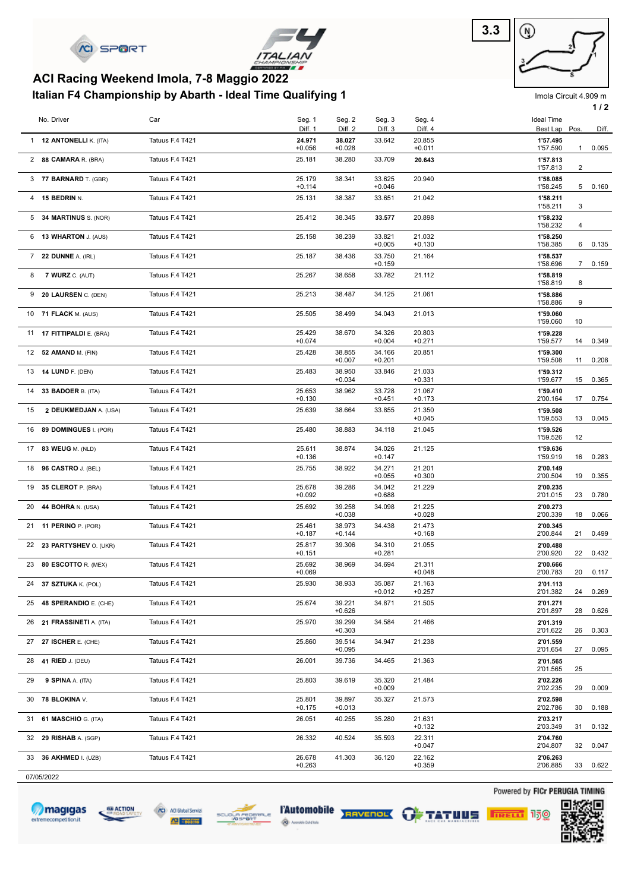# ACI Racing Weekend Imola, 7-8 Maggio 2022

## Italian F4 Championship by Abarth - Ideal Time Qualifying 1

Imola Circuit 4.909 m

| | No. Driver | Car | Seg. 1 / Diff. 1 | Seg. 2 / Diff. 2 | Seg. 3 / Diff. 3 | Seg. 4 / Diff. 4 | Ideal Time / Best Lap | Pos. | Diff. |
|---|---|---|---|---|---|---|---|---|---|
| 1 | **12 ANTONELLI** K. (ITA) | Tatuus F.4 T421 | **24.971** +0.056 | **38.027** +0.028 | 33.642 | 20.855 +0.011 | **1'57.495** 1'57.590 | 1 | 0.095 |
| 2 | **88 CAMARA** R. (BRA) | Tatuus F.4 T421 | 25.181 | 38.280 | 33.709 | **20.643** | **1'57.813** 1'57.813 | 2 | |
| 3 | **77 BARNARD** T. (GBR) | Tatuus F.4 T421 | 25.179 +0.114 | 38.341 | 33.625 +0.046 | 20.940 | **1'58.085** 1'58.245 | 5 | 0.160 |
| 4 | **15 BEDRIN** N. | Tatuus F.4 T421 | 25.131 | 38.387 | 33.651 | 21.042 | **1'58.211** 1'58.211 | 3 | |
| 5 | **34 MARTINUS** S. (NOR) | Tatuus F.4 T421 | 25.412 | 38.345 | **33.577** | 20.898 | **1'58.232** 1'58.232 | 4 | |
| 6 | **13 WHARTON** J. (AUS) | Tatuus F.4 T421 | 25.158 | 38.239 | 33.821 +0.005 | 21.032 +0.130 | **1'58.250** 1'58.385 | 6 | 0.135 |
| 7 | **22 DUNNE** A. (IRL) | Tatuus F.4 T421 | 25.187 | 38.436 | 33.750 +0.159 | 21.164 | **1'58.537** 1'58.696 | 7 | 0.159 |
| 8 | **7 WURZ** C. (AUT) | Tatuus F.4 T421 | 25.267 | 38.658 | 33.782 | 21.112 | **1'58.819** 1'58.819 | 8 | |
| 9 | **20 LAURSEN** C. (DEN) | Tatuus F.4 T421 | 25.213 | 38.487 | 34.125 | 21.061 | **1'58.886** 1'58.886 | 9 | |
| 10 | **71 FLACK** M. (AUS) | Tatuus F.4 T421 | 25.505 | 38.499 | 34.043 | 21.013 | **1'59.060** 1'59.060 | 10 | |
| 11 | **17 FITTIPALDI** E. (BRA) | Tatuus F.4 T421 | 25.429 +0.074 | 38.670 | 34.326 +0.004 | 20.803 +0.271 | **1'59.228** 1'59.577 | 14 | 0.349 |
| 12 | **52 AMAND** M. (FIN) | Tatuus F.4 T421 | 25.428 | 38.855 +0.007 | 34.166 +0.201 | 20.851 | **1'59.300** 1'59.508 | 11 | 0.208 |
| 13 | **14 LUND** F. (DEN) | Tatuus F.4 T421 | 25.483 | 38.950 +0.034 | 33.846 | 21.033 +0.331 | **1'59.312** 1'59.677 | 15 | 0.365 |
| 14 | **33 BADOER** B. (ITA) | Tatuus F.4 T421 | 25.653 +0.130 | 38.962 | 33.728 +0.451 | 21.067 +0.173 | **1'59.410** 2'00.164 | 17 | 0.754 |
| 15 | **2 DEUKMEDJAN** A. (USA) | Tatuus F.4 T421 | 25.639 | 38.664 | 33.855 | 21.350 +0.045 | **1'59.508** 1'59.553 | 13 | 0.045 |
| 16 | **89 DOMINGUES** I. (POR) | Tatuus F.4 T421 | 25.480 | 38.883 | 34.118 | 21.045 | **1'59.526** 1'59.526 | 12 | |
| 17 | **83 WEUG** M. (NLD) | Tatuus F.4 T421 | 25.611 +0.136 | 38.874 | 34.026 +0.147 | 21.125 | **1'59.636** 1'59.919 | 16 | 0.283 |
| 18 | **96 CASTRO** J. (BEL) | Tatuus F.4 T421 | 25.755 | 38.922 | 34.271 +0.055 | 21.201 +0.300 | **2'00.149** 2'00.504 | 19 | 0.355 |
| 19 | **35 CLEROT** P. (BRA) | Tatuus F.4 T421 | 25.678 +0.092 | 39.286 | 34.042 +0.688 | 21.229 | **2'00.235** 2'01.015 | 23 | 0.780 |
| 20 | **44 BOHRA** N. (USA) | Tatuus F.4 T421 | 25.692 | 39.258 +0.038 | 34.098 | 21.225 +0.028 | **2'00.273** 2'00.339 | 18 | 0.066 |
| 21 | **11 PERINO** P. (POR) | Tatuus F.4 T421 | 25.461 +0.187 | 38.973 +0.144 | 34.438 | 21.473 +0.168 | **2'00.345** 2'00.844 | 21 | 0.499 |
| 22 | **23 PARTYSHEV** O. (UKR) | Tatuus F.4 T421 | 25.817 +0.151 | 39.306 | 34.310 +0.281 | 21.055 | **2'00.488** 2'00.920 | 22 | 0.432 |
| 23 | **80 ESCOTTO** R. (MEX) | Tatuus F.4 T421 | 25.692 +0.069 | 38.969 | 34.694 | 21.311 +0.048 | **2'00.666** 2'00.783 | 20 | 0.117 |
| 24 | **37 SZTUKA** K. (POL) | Tatuus F.4 T421 | 25.930 | 38.933 | 35.087 +0.012 | 21.163 +0.257 | **2'01.113** 2'01.382 | 24 | 0.269 |
| 25 | **48 SPERANDIO** E. (CHE) | Tatuus F.4 T421 | 25.674 | 39.221 +0.626 | 34.871 | 21.505 | **2'01.271** 2'01.897 | 28 | 0.626 |
| 26 | **21 FRASSINETI** A. (ITA) | Tatuus F.4 T421 | 25.970 | 39.299 +0.303 | 34.584 | 21.466 | **2'01.319** 2'01.622 | 26 | 0.303 |
| 27 | **27 ISCHER** E. (CHE) | Tatuus F.4 T421 | 25.860 | 39.514 +0.095 | 34.947 | 21.238 | **2'01.559** 2'01.654 | 27 | 0.095 |
| 28 | **41 RIED** J. (DEU) | Tatuus F.4 T421 | 26.001 | 39.736 | 34.465 | 21.363 | **2'01.565** 2'01.565 | 25 | |
| 29 | **9 SPINA** A. (ITA) | Tatuus F.4 T421 | 25.803 | 39.619 | 35.320 +0.009 | 21.484 | **2'02.226** 2'02.235 | 29 | 0.009 |
| 30 | **78 BLOKINA** V. | Tatuus F.4 T421 | 25.801 +0.175 | 39.897 +0.013 | 35.327 | 21.573 | **2'02.598** 2'02.786 | 30 | 0.188 |
| 31 | **61 MASCHIO** G. (ITA) | Tatuus F.4 T421 | 26.051 | 40.255 | 35.280 | 21.631 +0.132 | **2'03.217** 2'03.349 | 31 | 0.132 |
| 32 | **29 RISHAB** A. (SGP) | Tatuus F.4 T421 | 26.332 | 40.524 | 35.593 | 22.311 +0.047 | **2'04.760** 2'04.807 | 32 | 0.047 |
| 33 | **36 AKHMED** I. (UZB) | Tatuus F.4 T421 | 26.678 +0.263 | 41.303 | 36.120 | 22.162 +0.359 | **2'06.263** 2'06.885 | 33 | 0.622 |

07/05/2022

Powered by FICr PERUGIA TIMING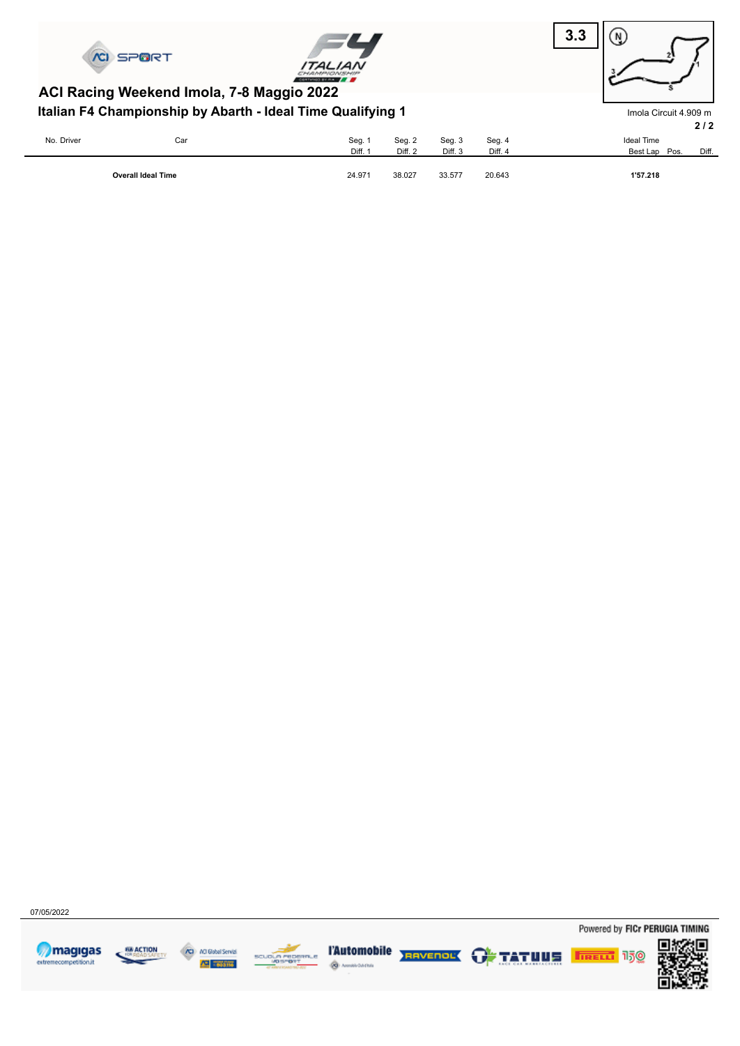## ACI Racing Weekend Imola, 7-8 Maggio 2022

### Italian F4 Championship by Abarth - Ideal Time Qualifying 1

3.3

Imola Circuit 4.909 m

| No. Driver | Car | Seg. 1 / Diff. 1 | Seg. 2 / Diff. 2 | Seg. 3 / Diff. 3 | Seg. 4 / Diff. 4 | Ideal Time / Best Lap | Pos. | Diff. |
|---|---|---|---|---|---|---|---|---|
| **Overall Ideal Time** | | 24.971 | 38.027 | 33.577 | 20.643 | **1'57.218** | | |

07/05/2022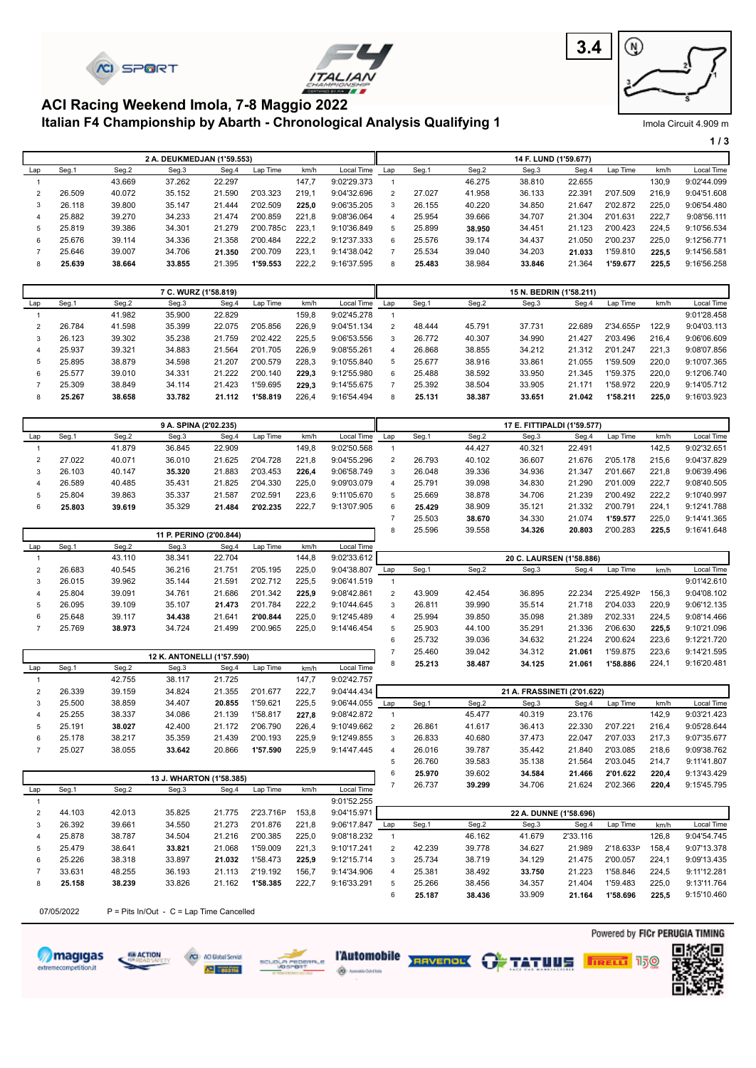# ACI Racing Weekend Imola, 7-8 Maggio 2022

## Italian F4 Championship by Abarth - Chronological Analysis Qualifying 1

3.4

Imola Circuit 4.909 m

### 2 A. DEUKMEDJAN (1'59.553)

| Lap | Seg.1 | Seg.2 | Seg.3 | Seg.4 | Lap Time | km/h | Local Time |
|---|---|---|---|---|---|---|---|
| 1 | | 43.669 | 37.262 | 22.297 | | 147,7 | 9:02'29.373 |
| 2 | 26.509 | 40.072 | 35.152 | 21.590 | 2'03.323 | 219,1 | 9:04'32.696 |
| 3 | 26.118 | 39.800 | 35.147 | 21.444 | 2'02.509 | **225,0** | 9:06'35.205 |
| 4 | 25.882 | 39.270 | 34.233 | 21.474 | 2'00.859 | 221,8 | 9:08'36.064 |
| 5 | 25.819 | 39.386 | 34.301 | 21.279 | 2'00.785C | 223,1 | 9:10'36.849 |
| 6 | 25.676 | 39.114 | 34.336 | 21.358 | 2'00.484 | 222,2 | 9:12'37.333 |
| 7 | 25.646 | 39.007 | 34.706 | **21.350** | 2'00.709 | 223,1 | 9:14'38.042 |
| 8 | **25.639** | **38.664** | **33.855** | 21.395 | **1'59.553** | 222,2 | 9:16'37.595 |

### 14 F. LUND (1'59.677)

| Lap | Seg.1 | Seg.2 | Seg.3 | Seg.4 | Lap Time | km/h | Local Time |
|---|---|---|---|---|---|---|---|
| 1 | | 46.275 | 38.810 | 22.655 | | 130,9 | 9:02'44.099 |
| 2 | 27.027 | 41.958 | 36.133 | 22.391 | 2'07.509 | 216,9 | 9:04'51.608 |
| 3 | 26.155 | 40.220 | 34.850 | 21.647 | 2'02.872 | 225,0 | 9:06'54.480 |
| 4 | 25.954 | 39.666 | 34.707 | 21.304 | 2'01.631 | 222,7 | 9:08'56.111 |
| 5 | 25.899 | **38.950** | 34.451 | 21.123 | 2'00.423 | 224,5 | 9:10'56.534 |
| 6 | 25.576 | 39.174 | 34.437 | 21.050 | 2'00.237 | 225,0 | 9:12'56.771 |
| 7 | 25.534 | 39.040 | 34.203 | **21.033** | 1'59.810 | **225,5** | 9:14'56.581 |
| 8 | **25.483** | 38.984 | **33.846** | 21.364 | **1'59.677** | **225,5** | 9:16'56.258 |

### 7 C. WURZ (1'58.819)

| Lap | Seg.1 | Seg.2 | Seg.3 | Seg.4 | Lap Time | km/h | Local Time |
|---|---|---|---|---|---|---|---|
| 1 | | 41.982 | 35.900 | 22.829 | | 159,8 | 9:02'45.278 |
| 2 | 26.784 | 41.598 | 35.399 | 22.075 | 2'05.856 | 226,9 | 9:04'51.134 |
| 3 | 26.123 | 39.302 | 35.238 | 21.759 | 2'02.422 | 225,5 | 9:06'53.556 |
| 4 | 25.937 | 39.321 | 34.883 | 21.564 | 2'01.705 | 226,9 | 9:08'55.261 |
| 5 | 25.895 | 38.879 | 34.598 | 21.207 | 2'00.579 | 228,3 | 9:10'55.840 |
| 6 | 25.577 | 39.010 | 34.331 | 21.222 | 2'00.140 | **229,3** | 9:12'55.980 |
| 7 | 25.309 | 38.849 | 34.114 | 21.423 | 1'59.695 | **229,3** | 9:14'55.675 |
| 8 | **25.267** | **38.658** | **33.782** | **21.112** | **1'58.819** | 226,4 | 9:16'54.494 |

### 15 N. BEDRIN (1'58.211)

| Lap | Seg.1 | Seg.2 | Seg.3 | Seg.4 | Lap Time | km/h | Local Time |
|---|---|---|---|---|---|---|---|
| 1 | | | | | | | 9:01'28.458 |
| 2 | 48.444 | 45.791 | 37.731 | 22.689 | 2'34.655P | 122,9 | 9:04'03.113 |
| 3 | 26.772 | 40.307 | 34.990 | 21.427 | 2'03.496 | 216,4 | 9:06'06.609 |
| 4 | 26.868 | 38.855 | 34.212 | 21.312 | 2'01.247 | 221,3 | 9:08'07.856 |
| 5 | 25.677 | 38.916 | 33.861 | 21.055 | 1'59.509 | 220,0 | 9:10'07.365 |
| 6 | 25.488 | 38.592 | 33.950 | 21.345 | 1'59.375 | 220,0 | 9:12'06.740 |
| 7 | 25.392 | 38.504 | 33.905 | 21.171 | 1'58.972 | 220,9 | 9:14'05.712 |
| 8 | **25.131** | **38.387** | **33.651** | **21.042** | **1'58.211** | **225,0** | 9:16'03.923 |

### 9 A. SPINA (2'02.235)

| Lap | Seg.1 | Seg.2 | Seg.3 | Seg.4 | Lap Time | km/h | Local Time |
|---|---|---|---|---|---|---|---|
| 1 | | 41.879 | 36.845 | 22.909 | | 149,8 | 9:02'50.568 |
| 2 | 27.022 | 40.071 | 36.010 | 21.625 | 2'04.728 | 221,8 | 9:04'55.296 |
| 3 | 26.103 | 40.147 | **35.320** | 21.883 | 2'03.453 | **226,4** | 9:06'58.749 |
| 4 | 26.589 | 40.485 | 35.431 | 21.825 | 2'04.330 | 225,0 | 9:09'03.079 |
| 5 | 25.804 | 39.863 | 35.337 | 21.587 | 2'02.591 | 223,6 | 9:11'05.670 |
| 6 | **25.803** | **39.619** | 35.329 | **21.484** | **2'02.235** | 222,7 | 9:13'07.905 |

### 17 E. FITTIPALDI (1'59.577)

| Lap | Seg.1 | Seg.2 | Seg.3 | Seg.4 | Lap Time | km/h | Local Time |
|---|---|---|---|---|---|---|---|
| 1 | | 44.427 | 40.321 | 22.491 | | 142,5 | 9:02'32.651 |
| 2 | 26.793 | 40.102 | 36.607 | 21.676 | 2'05.178 | 215,6 | 9:04'37.829 |
| 3 | 26.048 | 39.336 | 34.936 | 21.347 | 2'01.667 | 221,8 | 9:06'39.496 |
| 4 | 25.791 | 39.098 | 34.830 | 21.290 | 2'01.009 | 222,7 | 9:08'40.505 |
| 5 | 25.669 | 38.878 | 34.706 | 21.239 | 2'00.492 | 222,2 | 9:10'40.997 |
| 6 | **25.429** | 38.909 | 35.121 | 21.332 | 2'00.791 | 224,1 | 9:12'41.788 |
| 7 | 25.503 | **38.670** | 34.330 | 21.074 | **1'59.577** | 225,0 | 9:14'41.365 |
| 8 | 25.596 | 39.558 | **34.326** | **20.803** | 2'00.283 | **225,5** | 9:16'41.648 |

### 11 P. PERINO (2'00.844)

| Lap | Seg.1 | Seg.2 | Seg.3 | Seg.4 | Lap Time | km/h | Local Time |
|---|---|---|---|---|---|---|---|
| 1 | | 43.110 | 38.341 | 22.704 | | 144,8 | 9:02'33.612 |
| 2 | 26.683 | 40.545 | 36.216 | 21.751 | 2'05.195 | 225,0 | 9:04'38.807 |
| 3 | 26.015 | 39.962 | 35.144 | 21.591 | 2'02.712 | 225,5 | 9:06'41.519 |
| 4 | 25.804 | 39.091 | 34.761 | 21.686 | 2'01.342 | **225,9** | 9:08'42.861 |
| 5 | 26.095 | 39.109 | 35.107 | **21.473** | 2'01.784 | 222,2 | 9:10'44.645 |
| 6 | 25.648 | 39.117 | **34.438** | 21.641 | **2'00.844** | 225,0 | 9:12'45.489 |
| 7 | 25.769 | **38.973** | 34.724 | 21.499 | 2'00.965 | 225,0 | 9:14'46.454 |

### 20 C. LAURSEN (1'58.886)

| Lap | Seg.1 | Seg.2 | Seg.3 | Seg.4 | Lap Time | km/h | Local Time |
|---|---|---|---|---|---|---|---|
| 1 | | | | | | | 9:01'42.610 |
| 2 | 43.909 | 42.454 | 36.895 | 22.234 | 2'25.492P | 156,3 | 9:04'08.102 |
| 3 | 26.811 | 39.990 | 35.514 | 21.718 | 2'04.033 | 220,9 | 9:06'12.135 |
| 4 | 25.994 | 39.850 | 35.098 | 21.389 | 2'02.331 | 224,5 | 9:08'14.466 |
| 5 | 25.903 | 44.100 | 35.291 | 21.336 | 2'06.630 | **225,5** | 9:10'21.096 |
| 6 | 25.732 | 39.036 | 34.632 | 21.224 | 2'00.624 | 223,6 | 9:12'21.720 |
| 7 | 25.460 | 39.042 | 34.312 | **21.061** | 1'59.875 | 223,6 | 9:14'21.595 |
| 8 | **25.213** | **38.487** | **34.125** | **21.061** | **1'58.886** | 224,1 | 9:16'20.481 |

### 12 K. ANTONELLI (1'57.590)

| Lap | Seg.1 | Seg.2 | Seg.3 | Seg.4 | Lap Time | km/h | Local Time |
|---|---|---|---|---|---|---|---|
| 1 | | 42.755 | 38.117 | 21.725 | | 147,7 | 9:02'42.757 |
| 2 | 26.339 | 39.159 | 34.824 | 21.355 | 2'01.677 | 222,7 | 9:04'44.434 |
| 3 | 25.500 | 38.859 | 34.407 | **20.855** | 1'59.621 | 225,5 | 9:06'44.055 |
| 4 | 25.255 | 38.337 | 34.086 | 21.139 | 1'58.817 | **227,8** | 9:08'42.872 |
| 5 | 25.191 | **38.027** | 42.400 | 21.172 | 2'06.790 | 226,4 | 9:10'49.662 |
| 6 | 25.178 | 38.217 | 35.359 | 21.439 | 2'00.193 | 225,9 | 9:12'49.855 |
| 7 | 25.027 | 38.055 | **33.642** | 20.866 | **1'57.590** | 225,9 | 9:14'47.445 |

### 21 A. FRASSINETI (2'01.622)

| Lap | Seg.1 | Seg.2 | Seg.3 | Seg.4 | Lap Time | km/h | Local Time |
|---|---|---|---|---|---|---|---|
| 1 | | 45.477 | 40.319 | 23.176 | | 142,9 | 9:03'21.423 |
| 2 | 26.861 | 41.617 | 36.413 | 22.330 | 2'07.221 | 216,4 | 9:05'28.644 |
| 3 | 26.833 | 40.680 | 37.473 | 22.047 | 2'07.033 | 217,3 | 9:07'35.677 |
| 4 | 26.016 | 39.787 | 35.442 | 21.840 | 2'03.085 | 218,6 | 9:09'38.762 |
| 5 | 26.760 | 39.583 | 35.138 | 21.564 | 2'03.045 | 214,7 | 9:11'41.807 |
| 6 | **25.970** | 39.602 | **34.584** | **21.466** | **2'01.622** | **220,4** | 9:13'43.429 |
| 7 | 26.737 | **39.299** | 34.706 | 21.624 | 2'02.366 | **220,4** | 9:15'45.795 |

### 13 J. WHARTON (1'58.385)

| Lap | Seg.1 | Seg.2 | Seg.3 | Seg.4 | Lap Time | km/h | Local Time |
|---|---|---|---|---|---|---|---|
| 1 | | | | | | | 9:01'52.255 |
| 2 | 44.103 | 42.013 | 35.825 | 21.775 | 2'23.716P | 153,8 | 9:04'15.971 |
| 3 | 26.392 | 39.661 | 34.550 | 21.273 | 2'01.876 | 221,8 | 9:06'17.847 |
| 4 | 25.878 | 38.787 | 34.504 | 21.216 | 2'00.385 | 225,0 | 9:08'18.232 |
| 5 | 25.479 | 38.641 | **33.821** | 21.068 | 1'59.009 | 221,3 | 9:10'17.241 |
| 6 | 25.226 | 38.318 | 33.897 | **21.032** | 1'58.473 | **225,9** | 9:12'15.714 |
| 7 | 33.631 | 48.255 | 36.193 | 21.113 | 2'19.192 | 156,7 | 9:14'34.906 |
| 8 | **25.158** | **38.239** | 33.826 | 21.162 | **1'58.385** | 222,7 | 9:16'33.291 |

### 22 A. DUNNE (1'58.696)

| Lap | Seg.1 | Seg.2 | Seg.3 | Seg.4 | Lap Time | km/h | Local Time |
|---|---|---|---|---|---|---|---|
| 1 | | 46.162 | 41.679 | 2'33.116 | | 126,8 | 9:04'54.745 |
| 2 | 42.239 | 39.778 | 34.627 | 21.989 | 2'18.633P | 158,4 | 9:07'13.378 |
| 3 | 25.734 | 38.719 | 34.129 | 21.475 | 2'00.057 | 224,1 | 9:09'13.435 |
| 4 | 25.381 | 38.492 | **33.750** | 21.223 | 1'58.846 | 224,5 | 9:11'12.281 |
| 5 | 25.266 | 38.456 | 34.357 | 21.404 | 1'59.483 | 225,0 | 9:13'11.764 |
| 6 | **25.187** | **38.436** | 33.909 | **21.164** | **1'58.696** | **225,5** | 9:15'10.460 |

07/05/2022    P = Pits In/Out - C = Lap Time Cancelled

Powered by FICr PERUGIA TIMING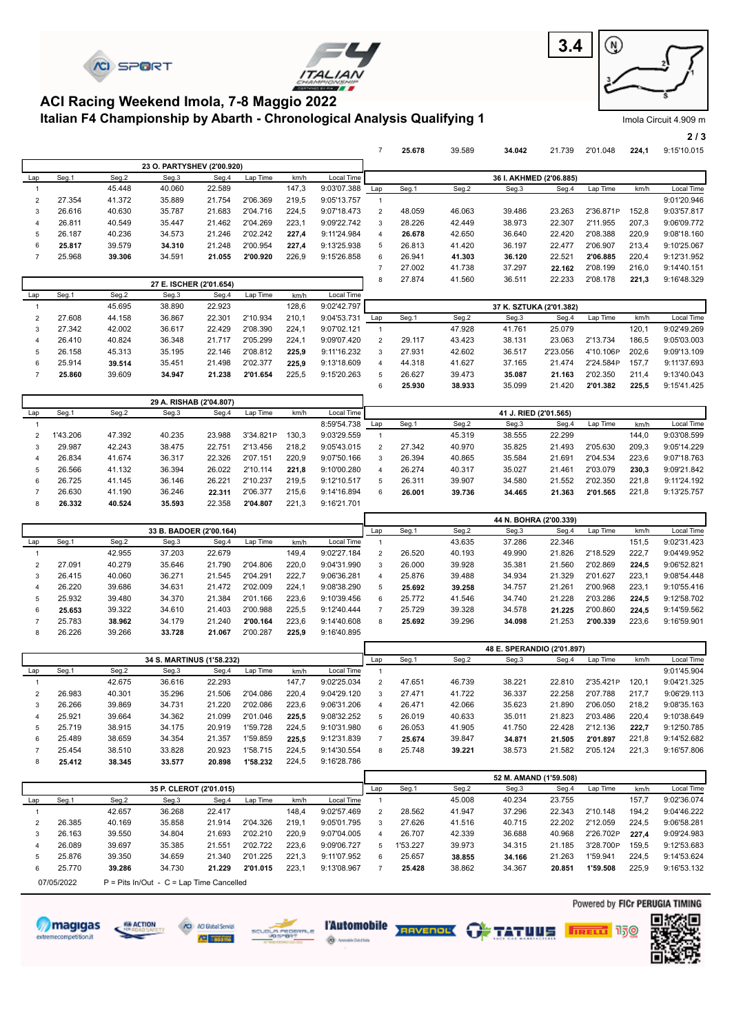# ACI Racing Weekend Imola, 7-8 Maggio 2022

## Italian F4 Championship by Abarth - Chronological Analysis Qualifying 1

Imola Circuit 4.909 m

**23 O. PARTYSHEV (2'00.920)**

| Lap | Seg.1 | Seg.2 | Seg.3 | Seg.4 | Lap Time | km/h | Local Time |
|---|---|---|---|---|---|---|---|
| 1 | | 45.448 | 40.060 | 22.589 | | 147,3 | 9:03'07.388 |
| 2 | 27.354 | 41.372 | 35.889 | 21.754 | 2'06.369 | 219,5 | 9:05'13.757 |
| 3 | 26.616 | 40.630 | 35.787 | 21.683 | 2'04.716 | 224,5 | 9:07'18.473 |
| 4 | 26.811 | 40.549 | 35.447 | 21.462 | 2'04.269 | 223,1 | 9:09'22.742 |
| 5 | 26.187 | 40.236 | 34.573 | 21.246 | 2'02.242 | **227,4** | 9:11'24.984 |
| 6 | **25.817** | 39.579 | **34.310** | 21.248 | 2'00.954 | **227,4** | 9:13'25.938 |
| 7 | 25.968 | **39.306** | 34.591 | **21.055** | **2'00.920** | 226,9 | 9:15'26.858 |

**27 E. ISCHER (2'01.654)**

| Lap | Seg.1 | Seg.2 | Seg.3 | Seg.4 | Lap Time | km/h | Local Time |
|---|---|---|---|---|---|---|---|
| 1 | | 45.695 | 38.890 | 22.923 | | 128,6 | 9:02'42.797 |
| 2 | 27.608 | 44.158 | 36.867 | 22.301 | 2'10.934 | 210,1 | 9:04'53.731 |
| 3 | 27.342 | 42.002 | 36.617 | 22.429 | 2'08.390 | 224,1 | 9:07'02.121 |
| 4 | 26.410 | 40.824 | 36.348 | 21.717 | 2'05.299 | 224,1 | 9:09'07.420 |
| 5 | 26.158 | 45.313 | 35.195 | 22.146 | 2'08.812 | **225,9** | 9:11'16.232 |
| 6 | 25.914 | **39.514** | 35.451 | 21.498 | 2'02.377 | **225,9** | 9:13'18.609 |
| 7 | **25.860** | 39.609 | **34.947** | **21.238** | **2'01.654** | 225,5 | 9:15'20.263 |

**29 A. RISHAB (2'04.807)**

| Lap | Seg.1 | Seg.2 | Seg.3 | Seg.4 | Lap Time | km/h | Local Time |
|---|---|---|---|---|---|---|---|
| 1 | | | | | | | 8:59'54.738 |
| 2 | 1'43.206 | 47.392 | 40.235 | 23.988 | 3'34.821P | 130,3 | 9:03'29.559 |
| 3 | 29.987 | 42.243 | 38.475 | 22.751 | 2'13.456 | 218,2 | 9:05'43.015 |
| 4 | 26.834 | 41.674 | 36.317 | 22.326 | 2'07.151 | 220,9 | 9:07'50.166 |
| 5 | 26.566 | 41.132 | 36.394 | 26.022 | 2'10.114 | **221,8** | 9:10'00.280 |
| 6 | 26.725 | 41.145 | 36.146 | 26.221 | 2'10.237 | 219,5 | 9:12'10.517 |
| 7 | 26.630 | 41.190 | 36.246 | **22.311** | 2'06.377 | 215,6 | 9:14'16.894 |
| 8 | **26.332** | **40.524** | **35.593** | 22.358 | **2'04.807** | 221,3 | 9:16'21.701 |

**33 B. BADOER (2'00.164)**

| Lap | Seg.1 | Seg.2 | Seg.3 | Seg.4 | Lap Time | km/h | Local Time |
|---|---|---|---|---|---|---|---|
| 1 | | 42.955 | 37.203 | 22.679 | | 149,4 | 9:02'27.184 |
| 2 | 27.091 | 40.279 | 35.646 | 21.790 | 2'04.806 | 220,0 | 9:04'31.990 |
| 3 | 26.415 | 40.060 | 36.271 | 21.545 | 2'04.291 | 222,7 | 9:06'36.281 |
| 4 | 26.220 | 39.686 | 34.631 | 21.472 | 2'02.009 | 224,1 | 9:08'38.290 |
| 5 | 25.932 | 39.480 | 34.370 | 21.384 | 2'01.166 | 223,6 | 9:10'39.456 |
| 6 | **25.653** | 39.322 | 34.610 | 21.403 | 2'00.988 | 225,5 | 9:12'40.444 |
| 7 | 25.783 | **38.962** | 34.179 | 21.240 | **2'00.164** | 223,6 | 9:14'40.608 |
| 8 | 26.226 | 39.266 | **33.728** | **21.067** | 2'00.287 | **225,9** | 9:16'40.895 |

**34 S. MARTINUS (1'58.232)**

| Lap | Seg.1 | Seg.2 | Seg.3 | Seg.4 | Lap Time | km/h | Local Time |
|---|---|---|---|---|---|---|---|
| 1 | | 42.675 | 36.616 | 22.293 | | 147,7 | 9:02'25.034 |
| 2 | 26.983 | 40.301 | 35.296 | 21.506 | 2'04.086 | 220,4 | 9:04'29.120 |
| 3 | 26.266 | 39.869 | 34.731 | 21.220 | 2'02.086 | 223,6 | 9:06'31.206 |
| 4 | 25.921 | 39.664 | 34.362 | 21.099 | 2'01.046 | **225,5** | 9:08'32.252 |
| 5 | 25.719 | 38.915 | 34.175 | 20.919 | 1'59.728 | 224,5 | 9:10'31.980 |
| 6 | 25.489 | 38.659 | 34.354 | 21.357 | 1'59.859 | **225,5** | 9:12'31.839 |
| 7 | 25.454 | 38.510 | 33.828 | 20.923 | 1'58.715 | 224,5 | 9:14'30.554 |
| 8 | **25.412** | **38.345** | **33.577** | **20.898** | **1'58.232** | 224,5 | 9:16'28.786 |

**35 P. CLEROT (2'01.015)**

| Lap | Seg.1 | Seg.2 | Seg.3 | Seg.4 | Lap Time | km/h | Local Time |
|---|---|---|---|---|---|---|---|
| 1 | | 42.657 | 36.268 | 22.417 | | 148,4 | 9:02'57.469 |
| 2 | 26.385 | 40.169 | 35.858 | 21.914 | 2'04.326 | 219,1 | 9:05'01.795 |
| 3 | 26.163 | 39.550 | 34.804 | 21.693 | 2'02.210 | 220,9 | 9:07'04.005 |
| 4 | 26.089 | 39.697 | 35.385 | 21.551 | 2'02.722 | 223,6 | 9:09'06.727 |
| 5 | 25.876 | 39.350 | 34.659 | 21.340 | 2'01.225 | 221,3 | 9:11'07.952 |
| 6 | 25.770 | 39.286 | 34.730 | 21.229 | 2'01.015 | 223,1 | 9:13'08.967 |
| 7 | 25.678 | 39.589 | 34.042 | 21.739 | 2'01.048 | **224,1** | 9:15'10.015 |

**36 I. AKHMED (2'06.885)**

| Lap | Seg.1 | Seg.2 | Seg.3 | Seg.4 | Lap Time | km/h | Local Time |
|---|---|---|---|---|---|---|---|
| 1 | | | | | | | 9:01'20.946 |
| 2 | 48.059 | 46.063 | 39.486 | 23.263 | 2'36.871P | 152,8 | 9:03'57.817 |
| 3 | 28.226 | 42.449 | 38.973 | 22.307 | 2'11.955 | 207,3 | 9:06'09.772 |
| 4 | **26.678** | 42.650 | 36.640 | 22.420 | 2'08.388 | 220,9 | 9:08'18.160 |
| 5 | 26.813 | 41.420 | 36.197 | 22.477 | 2'06.907 | 213,4 | 9:10'25.067 |
| 6 | 26.941 | **41.303** | **36.120** | 22.521 | **2'06.885** | 220,4 | 9:12'31.952 |
| 7 | 27.002 | 41.738 | 37.297 | **22.162** | 2'08.199 | 216,0 | 9:14'40.151 |
| 8 | 27.874 | 41.560 | 36.511 | 22.233 | 2'08.178 | **221,3** | 9:16'48.329 |

**37 K. SZTUKA (2'01.382)**

| Lap | Seg.1 | Seg.2 | Seg.3 | Seg.4 | Lap Time | km/h | Local Time |
|---|---|---|---|---|---|---|---|
| 1 | | 47.928 | 41.761 | 25.079 | | 120,1 | 9:02'49.269 |
| 2 | 29.117 | 43.423 | 38.131 | 23.063 | 2'13.734 | 186,5 | 9:05'03.003 |
| 3 | 27.931 | 42.602 | 36.517 | 2'23.056 | 4'10.106P | 202,6 | 9:09'13.109 |
| 4 | 44.318 | 41.627 | 37.165 | 21.474 | 2'24.584P | 157,7 | 9:11'37.693 |
| 5 | 26.627 | 39.473 | **35.087** | **21.163** | 2'02.350 | 211,4 | 9:13'40.043 |
| 6 | **25.930** | **38.933** | 35.099 | 21.420 | **2'01.382** | **225,5** | 9:15'41.425 |

**41 J. RIED (2'01.565)**

| Lap | Seg.1 | Seg.2 | Seg.3 | Seg.4 | Lap Time | km/h | Local Time |
|---|---|---|---|---|---|---|---|
| 1 | | 45.319 | 38.555 | 22.299 | | 144,0 | 9:03'08.599 |
| 2 | 27.342 | 40.970 | 35.825 | 21.493 | 2'05.630 | 209,3 | 9:05'14.229 |
| 3 | 26.394 | 40.865 | 35.584 | 21.691 | 2'04.534 | 223,6 | 9:07'18.763 |
| 4 | 26.274 | 40.317 | 35.027 | 21.461 | 2'03.079 | **230,3** | 9:09'21.842 |
| 5 | 26.311 | 39.907 | 34.580 | 21.552 | 2'02.350 | 221,8 | 9:11'24.192 |
| 6 | **26.001** | **39.736** | **34.465** | **21.363** | **2'01.565** | 221,8 | 9:13'25.757 |

**44 N. BOHRA (2'00.339)**

| Lap | Seg.1 | Seg.2 | Seg.3 | Seg.4 | Lap Time | km/h | Local Time |
|---|---|---|---|---|---|---|---|
| 1 | | 43.635 | 37.286 | 22.346 | | 151,5 | 9:02'31.423 |
| 2 | 26.520 | 40.193 | 49.990 | 21.826 | 2'18.529 | 222,7 | 9:04'49.952 |
| 3 | 26.000 | 39.928 | 35.381 | 21.560 | 2'02.869 | **224,5** | 9:06'52.821 |
| 4 | 25.876 | 39.488 | 34.934 | 21.329 | 2'01.627 | 223,1 | 9:08'54.448 |
| 5 | **25.692** | **39.258** | 34.757 | 21.261 | 2'00.968 | 223,1 | 9:10'55.416 |
| 6 | 25.772 | 41.546 | 34.740 | 21.228 | 2'03.286 | **224,5** | 9:12'58.702 |
| 7 | 25.729 | 39.328 | 34.578 | **21.225** | 2'00.860 | **224,5** | 9:14'59.562 |
| 8 | **25.692** | 39.296 | **34.098** | 21.253 | **2'00.339** | 223,6 | 9:16'59.901 |

**48 E. SPERANDIO (2'01.897)**

| Lap | Seg.1 | Seg.2 | Seg.3 | Seg.4 | Lap Time | km/h | Local Time |
|---|---|---|---|---|---|---|---|
| 1 | | | | | | | 9:01'45.904 |
| 2 | 47.651 | 46.739 | 38.221 | 22.810 | 2'35.421P | 120,1 | 9:04'21.325 |
| 3 | 27.471 | 41.722 | 36.337 | 22.258 | 2'07.788 | 217,7 | 9:06'29.113 |
| 4 | 26.471 | 42.066 | 35.623 | 21.890 | 2'06.050 | 218,2 | 9:08'35.163 |
| 5 | 26.019 | 40.633 | 35.011 | 21.823 | 2'03.486 | 220,4 | 9:10'38.649 |
| 6 | 26.053 | 41.905 | 41.750 | 22.428 | 2'12.136 | **222,7** | 9:12'50.785 |
| 7 | **25.674** | 39.847 | **34.871** | **21.505** | **2'01.897** | 221,8 | 9:14'52.682 |
| 8 | 25.748 | **39.221** | 38.573 | 21.582 | 2'05.124 | 221,3 | 9:16'57.806 |

**52 M. AMAND (1'59.508)**

| Lap | Seg.1 | Seg.2 | Seg.3 | Seg.4 | Lap Time | km/h | Local Time |
|---|---|---|---|---|---|---|---|
| 1 | | 45.008 | 40.234 | 23.755 | | 157,7 | 9:02'36.074 |
| 2 | 28.562 | 41.947 | 37.296 | 22.343 | 2'10.148 | 194,2 | 9:04'46.222 |
| 3 | 27.626 | 41.516 | 40.715 | 22.202 | 2'12.059 | 224,5 | 9:06'58.281 |
| 4 | 26.707 | 42.339 | 36.688 | 40.968 | 2'26.702P | **227,4** | 9:09'24.983 |
| 5 | 1'53.227 | 39.973 | 34.315 | 21.185 | 3'28.700P | 159,5 | 9:12'53.683 |
| 6 | 25.657 | **38.855** | **34.166** | 21.263 | 1'59.941 | 224,5 | 9:14'53.624 |
| 7 | **25.428** | 38.862 | 34.367 | **20.851** | **1'59.508** | 225,9 | 9:16'53.132 |

07/05/2022 P = Pits In/Out - C = Lap Time Cancelled

Powered by FICr PERUGIA TIMING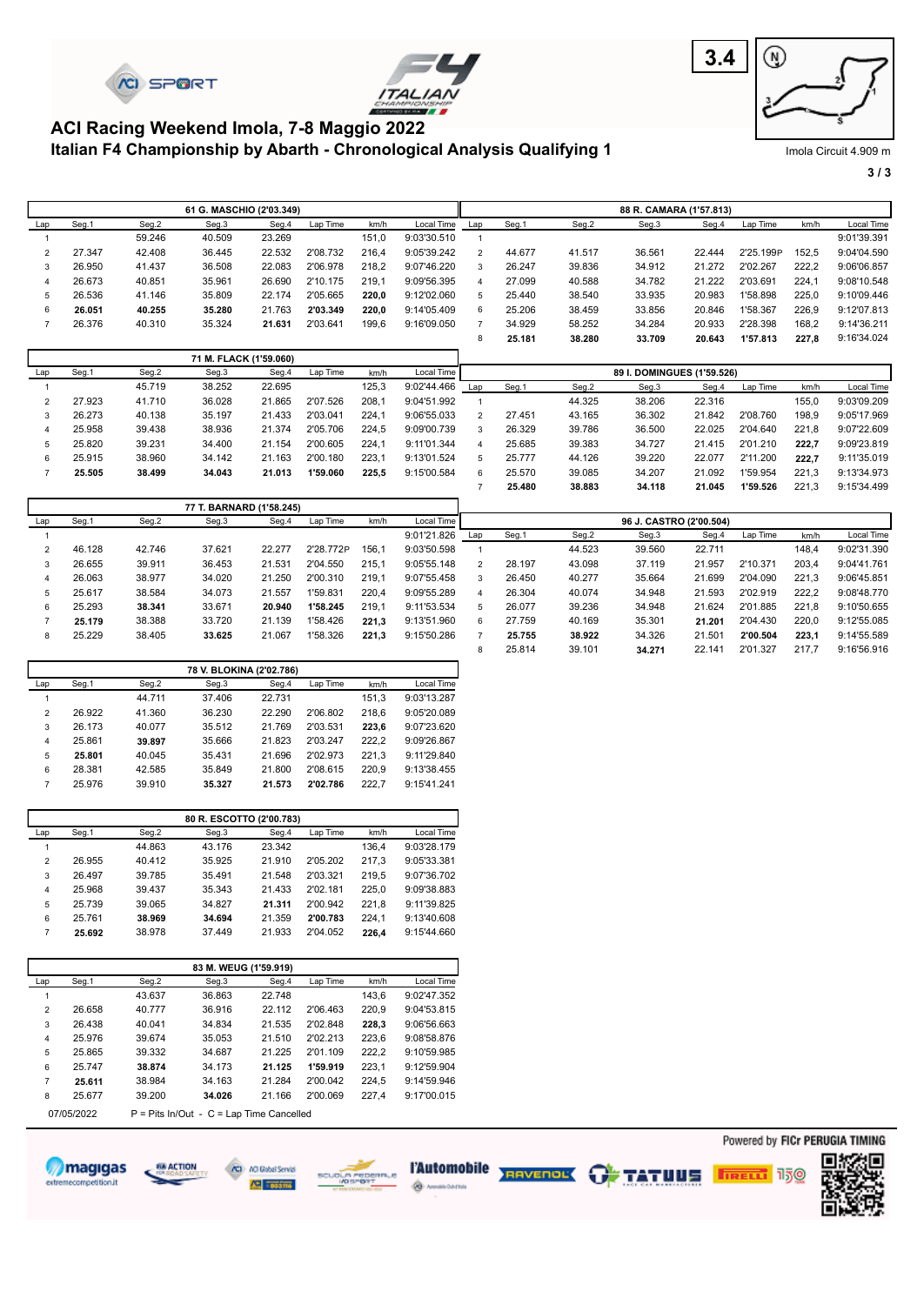# ACI Racing Weekend Imola, 7-8 Maggio 2022

## Italian F4 Championship by Abarth - Chronological Analysis Qualifying 1

Imola Circuit 4.909 m

### 61 G. MASCHIO (2'03.349)

| Lap | Seg.1 | Seg.2 | Seg.3 | Seg.4 | Lap Time | km/h | Local Time |
|---|---|---|---|---|---|---|---|
| 1 | | 59.246 | 40.509 | 23.269 | | 151,0 | 9:03'30.510 |
| 2 | 27.347 | 42.408 | 36.445 | 22.532 | 2'08.732 | 216,4 | 9:05'39.242 |
| 3 | 26.950 | 41.437 | 36.508 | 22.083 | 2'06.978 | 218,2 | 9:07'46.220 |
| 4 | 26.673 | 40.851 | 35.961 | 26.690 | 2'10.175 | 219,1 | 9:09'56.395 |
| 5 | 26.536 | 41.146 | 35.809 | 22.174 | 2'05.665 | **220,0** | 9:12'02.060 |
| 6 | **26.051** | **40.255** | **35.280** | 21.763 | **2'03.349** | **220,0** | 9:14'05.409 |
| 7 | 26.376 | 40.310 | 35.324 | **21.631** | 2'03.641 | 199,6 | 9:16'09.050 |

### 71 M. FLACK (1'59.060)

| Lap | Seg.1 | Seg.2 | Seg.3 | Seg.4 | Lap Time | km/h | Local Time |
|---|---|---|---|---|---|---|---|
| 1 | | 45.719 | 38.252 | 22.695 | | 125,3 | 9:02'44.466 |
| 2 | 27.923 | 41.710 | 36.028 | 21.865 | 2'07.526 | 208,1 | 9:04'51.992 |
| 3 | 26.273 | 40.138 | 35.197 | 21.433 | 2'03.041 | 224,1 | 9:06'55.033 |
| 4 | 25.958 | 39.438 | 38.936 | 21.374 | 2'05.706 | 224,5 | 9:09'00.739 |
| 5 | 25.820 | 39.231 | 34.400 | 21.154 | 2'00.605 | 224,1 | 9:11'01.344 |
| 6 | 25.915 | 38.960 | 34.142 | 21.163 | 2'00.180 | 223,1 | 9:13'01.524 |
| 7 | **25.505** | **38.499** | **34.043** | **21.013** | **1'59.060** | **225,5** | 9:15'00.584 |

### 77 T. BARNARD (1'58.245)

| Lap | Seg.1 | Seg.2 | Seg.3 | Seg.4 | Lap Time | km/h | Local Time |
|---|---|---|---|---|---|---|---|
| 1 | | | | | | | 9:01'21.826 |
| 2 | 46.128 | 42.746 | 37.621 | 22.277 | 2'28.772P | 156,1 | 9:03'50.598 |
| 3 | 26.655 | 39.911 | 36.453 | 21.531 | 2'04.550 | 215,1 | 9:05'55.148 |
| 4 | 26.063 | 38.977 | 34.020 | 21.250 | 2'00.310 | 219,1 | 9:07'55.458 |
| 5 | 25.617 | 38.584 | 34.073 | 21.557 | 1'59.831 | 220,4 | 9:09'55.289 |
| 6 | 25.293 | **38.341** | 33.671 | **20.940** | **1'58.245** | 219,1 | 9:11'53.534 |
| 7 | **25.179** | 38.388 | 33.720 | 21.139 | 1'58.426 | **221,3** | 9:13'51.960 |
| 8 | 25.229 | 38.405 | **33.625** | 21.067 | 1'58.326 | **221,3** | 9:15'50.286 |

### 78 V. BLOKINA (2'02.786)

| Lap | Seg.1 | Seg.2 | Seg.3 | Seg.4 | Lap Time | km/h | Local Time |
|---|---|---|---|---|---|---|---|
| 1 | | 44.711 | 37.406 | 22.731 | | 151,3 | 9:03'13.287 |
| 2 | 26.922 | 41.360 | 36.230 | 22.290 | 2'06.802 | 218,6 | 9:05'20.089 |
| 3 | 26.173 | 40.077 | 35.512 | 21.769 | 2'03.531 | **223,6** | 9:07'23.620 |
| 4 | 25.861 | **39.897** | 35.666 | 21.823 | 2'03.247 | 222,2 | 9:09'26.867 |
| 5 | **25.801** | 40.045 | 35.431 | 21.696 | 2'02.973 | 221,3 | 9:11'29.840 |
| 6 | 28.381 | 42.585 | 35.849 | 21.800 | 2'08.615 | 220,9 | 9:13'38.455 |
| 7 | 25.976 | 39.910 | **35.327** | **21.573** | **2'02.786** | 222,7 | 9:15'41.241 |

### 80 R. ESCOTTO (2'00.783)

| Lap | Seg.1 | Seg.2 | Seg.3 | Seg.4 | Lap Time | km/h | Local Time |
|---|---|---|---|---|---|---|---|
| 1 | | 44.863 | 43.176 | 23.342 | | 136,4 | 9:03'28.179 |
| 2 | 26.955 | 40.412 | 35.925 | 21.910 | 2'05.202 | 217,3 | 9:05'33.381 |
| 3 | 26.497 | 39.785 | 35.491 | 21.548 | 2'03.321 | 219,5 | 9:07'36.702 |
| 4 | 25.968 | 39.437 | 35.343 | 21.433 | 2'02.181 | 225,0 | 9:09'38.883 |
| 5 | 25.739 | 39.065 | 34.827 | **21.311** | 2'00.942 | 221,8 | 9:11'39.825 |
| 6 | 25.761 | **38.969** | **34.694** | 21.359 | **2'00.783** | 224,1 | 9:13'40.608 |
| 7 | **25.692** | 38.978 | 37.449 | 21.933 | 2'04.052 | **226,4** | 9:15'44.660 |

### 83 M. WEUG (1'59.919)

| Lap | Seg.1 | Seg.2 | Seg.3 | Seg.4 | Lap Time | km/h | Local Time |
|---|---|---|---|---|---|---|---|
| 1 | | 43.637 | 36.863 | 22.748 | | 143,6 | 9:02'47.352 |
| 2 | 26.658 | 40.777 | 36.916 | 22.112 | 2'06.463 | 220,9 | 9:04'53.815 |
| 3 | 26.438 | 40.041 | 34.834 | 21.535 | 2'02.848 | **228,3** | 9:06'56.663 |
| 4 | 25.976 | 39.674 | 35.053 | 21.510 | 2'02.213 | 223,6 | 9:08'58.876 |
| 5 | 25.865 | 39.332 | 34.687 | 21.225 | 2'01.109 | 222,2 | 9:10'59.985 |
| 6 | 25.747 | **38.874** | 34.173 | **21.125** | **1'59.919** | 223,1 | 9:12'59.904 |
| 7 | **25.611** | 38.984 | 34.163 | 21.284 | 2'00.042 | 224,5 | 9:14'59.946 |
| 8 | 25.677 | 39.200 | **34.026** | 21.166 | 2'00.069 | 227,4 | 9:17'00.015 |

### 88 R. CAMARA (1'57.813)

| Lap | Seg.1 | Seg.2 | Seg.3 | Seg.4 | Lap Time | km/h | Local Time |
|---|---|---|---|---|---|---|---|
| 1 | | | | | | | 9:01'39.391 |
| 2 | 44.677 | 41.517 | 36.561 | 22.444 | 2'25.199P | 152,5 | 9:04'04.590 |
| 3 | 26.247 | 39.836 | 34.912 | 21.272 | 2'02.267 | 222,2 | 9:06'06.857 |
| 4 | 27.099 | 40.588 | 34.782 | 21.222 | 2'03.691 | 224,1 | 9:08'10.548 |
| 5 | 25.440 | 38.540 | 33.935 | 20.983 | 1'58.898 | 225,0 | 9:10'09.446 |
| 6 | 25.206 | 38.459 | 33.856 | 20.846 | 1'58.367 | 226,9 | 9:12'07.813 |
| 7 | 34.929 | 58.252 | 34.284 | 20.933 | 2'28.398 | 168,2 | 9:14'36.211 |
| 8 | **25.181** | **38.280** | **33.709** | **20.643** | **1'57.813** | **227,8** | 9:16'34.024 |

### 89 I. DOMINGUES (1'59.526)

| Lap | Seg.1 | Seg.2 | Seg.3 | Seg.4 | Lap Time | km/h | Local Time |
|---|---|---|---|---|---|---|---|
| 1 | | 44.325 | 38.206 | 22.316 | | 155,0 | 9:03'09.209 |
| 2 | 27.451 | 43.165 | 36.302 | 21.842 | 2'08.760 | 198,9 | 9:05'17.969 |
| 3 | 26.329 | 39.786 | 36.500 | 22.025 | 2'04.640 | 221,8 | 9:07'22.609 |
| 4 | 25.685 | 39.383 | 34.727 | 21.415 | 2'01.210 | **222,7** | 9:09'23.819 |
| 5 | 25.777 | 44.126 | 39.220 | 22.077 | 2'11.200 | **222,7** | 9:11'35.019 |
| 6 | 25.570 | 39.085 | 34.207 | 21.092 | 1'59.954 | 221,3 | 9:13'34.973 |
| 7 | **25.480** | **38.883** | **34.118** | **21.045** | **1'59.526** | 221,3 | 9:15'34.499 |

### 96 J. CASTRO (2'00.504)

| Lap | Seg.1 | Seg.2 | Seg.3 | Seg.4 | Lap Time | km/h | Local Time |
|---|---|---|---|---|---|---|---|
| 1 | | 44.523 | 39.560 | 22.711 | | 148,4 | 9:02'31.390 |
| 2 | 28.197 | 43.098 | 37.119 | 21.957 | 2'10.371 | 203,4 | 9:04'41.761 |
| 3 | 26.450 | 40.277 | 35.664 | 21.699 | 2'04.090 | 221,3 | 9:06'45.851 |
| 4 | 26.304 | 40.074 | 34.948 | 21.593 | 2'02.919 | 222,2 | 9:08'48.770 |
| 5 | 26.077 | 39.236 | 34.948 | 21.624 | 2'01.885 | 221,8 | 9:10'50.655 |
| 6 | 27.759 | 40.169 | 35.301 | **21.201** | 2'04.430 | 220,0 | 9:12'55.085 |
| 7 | **25.755** | **38.922** | 34.326 | 21.501 | **2'00.504** | **223,1** | 9:14'55.589 |
| 8 | 25.814 | 39.101 | **34.271** | 22.141 | 2'01.327 | 217,7 | 9:16'56.916 |

07/05/2022 P = Pits In/Out - C = Lap Time Cancelled

Powered by FICr PERUGIA TIMING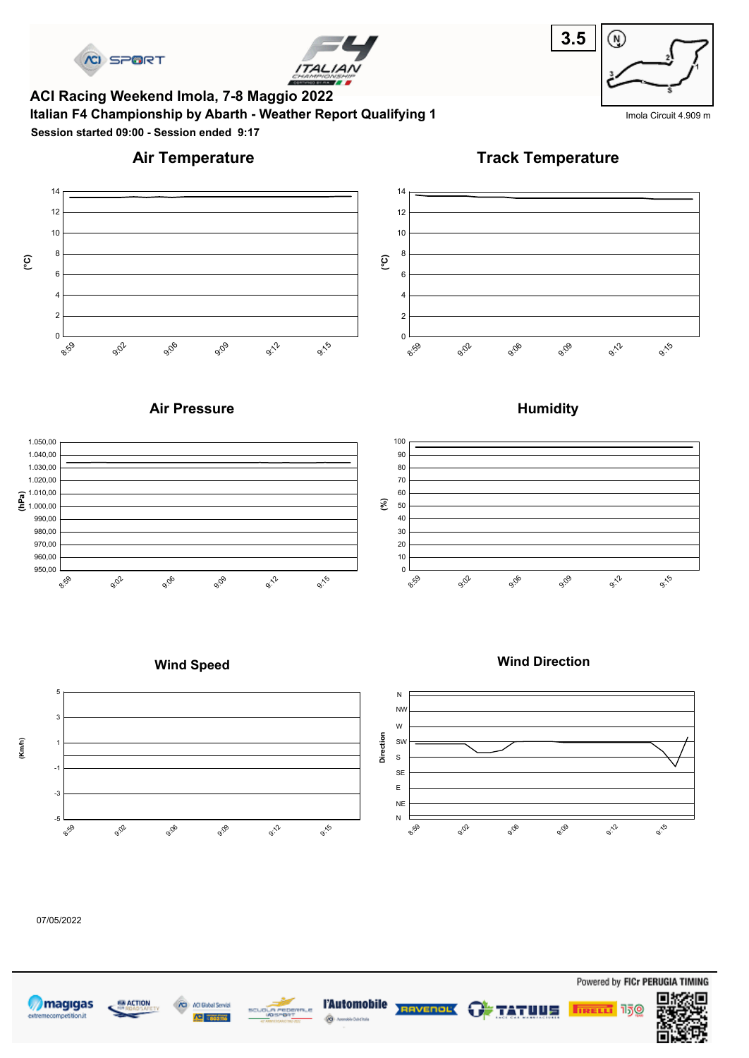**3.5**

Imola Circuit 4.909 m

# ACI Racing Weekend Imola, 7-8 Maggio 2022

## Italian F4 Championship by Abarth - Weather Report Qualifying 1

**Session started 09:00 - Session ended 9:17**

### Air Temperature

(°C)

14, 12, 10, 8, 6, 4, 2, 0

8:59, 9:02, 9:06, 9:09, 9:12, 9:15

### Track Temperature

(°C)

14, 12, 10, 8, 6, 4, 2, 0

8:59, 9:02, 9:06, 9:09, 9:12, 9:15

### Air Pressure

(hPa)

1.050,00, 1.040,00, 1.030,00, 1.020,00, 1.010,00, 1.000,00, 990,00, 980,00, 970,00, 960,00, 950,00

8:59, 9:02, 9:06, 9:09, 9:12, 9:15

### Humidity

(%)

100, 90, 80, 70, 60, 50, 40, 30, 20, 10, 0

8:59, 9:02, 9:06, 9:09, 9:12, 9:15

### Wind Speed

(Km/h)

5, 3, 1, -1, -3, -5

8:59, 9:02, 9:06, 9:09, 9:12, 9:15

### Wind Direction

Direction

N, NW, W, SW, S, SE, E, NE, N

8:59, 9:02, 9:06, 9:09, 9:12, 9:15

07/05/2022

Powered by FICr PERUGIA TIMING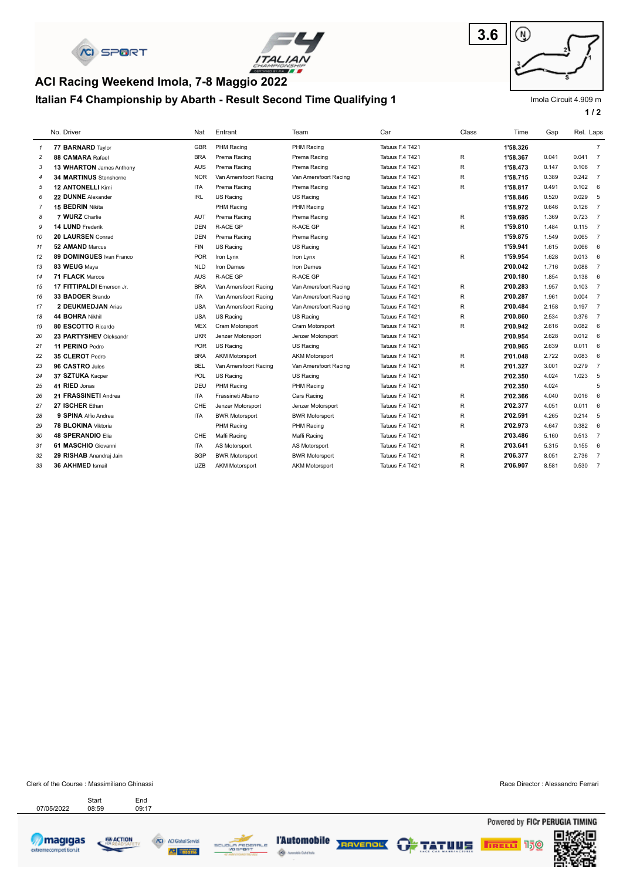# ACI Racing Weekend Imola, 7-8 Maggio 2022

## Italian F4 Championship by Abarth - Result Second Time Qualifying 1

3.6

Imola Circuit 4.909 m

| | No. Driver | Nat | Entrant | Team | Car | Class | Time | Gap | Rel. | Laps |
|---|---|---|---|---|---|---|---|---|---|---|
| 1 | **77 BARNARD** Taylor | GBR | PHM Racing | PHM Racing | Tatuus F.4 T421 | | **1'58.326** | | | 7 |
| 2 | **88 CAMARA** Rafael | BRA | Prema Racing | Prema Racing | Tatuus F.4 T421 | R | **1'58.367** | 0.041 | 0.041 | 7 |
| 3 | **13 WHARTON** James Anthony | AUS | Prema Racing | Prema Racing | Tatuus F.4 T421 | R | **1'58.473** | 0.147 | 0.106 | 7 |
| 4 | **34 MARTINUS** Stenshorne | NOR | Van Amersfoort Racing | Van Amersfoort Racing | Tatuus F.4 T421 | R | **1'58.715** | 0.389 | 0.242 | 7 |
| 5 | **12 ANTONELLI** Kimi | ITA | Prema Racing | Prema Racing | Tatuus F.4 T421 | R | **1'58.817** | 0.491 | 0.102 | 6 |
| 6 | **22 DUNNE** Alexander | IRL | US Racing | US Racing | Tatuus F.4 T421 | | **1'58.846** | 0.520 | 0.029 | 5 |
| 7 | **15 BEDRIN** Nikita | | PHM Racing | PHM Racing | Tatuus F.4 T421 | | **1'58.972** | 0.646 | 0.126 | 7 |
| 8 | **7 WURZ** Charlie | AUT | Prema Racing | Prema Racing | Tatuus F.4 T421 | R | **1'59.695** | 1.369 | 0.723 | 7 |
| 9 | **14 LUND** Frederik | DEN | R-ACE GP | R-ACE GP | Tatuus F.4 T421 | R | **1'59.810** | 1.484 | 0.115 | 7 |
| 10 | **20 LAURSEN** Conrad | DEN | Prema Racing | Prema Racing | Tatuus F.4 T421 | | **1'59.875** | 1.549 | 0.065 | 7 |
| 11 | **52 AMAND** Marcus | FIN | US Racing | US Racing | Tatuus F.4 T421 | | **1'59.941** | 1.615 | 0.066 | 6 |
| 12 | **89 DOMINGUES** Ivan Franco | POR | Iron Lynx | Iron Lynx | Tatuus F.4 T421 | R | **1'59.954** | 1.628 | 0.013 | 6 |
| 13 | **83 WEUG** Maya | NLD | Iron Dames | Iron Dames | Tatuus F.4 T421 | | **2'00.042** | 1.716 | 0.088 | 7 |
| 14 | **71 FLACK** Marcos | AUS | R-ACE GP | R-ACE GP | Tatuus F.4 T421 | | **2'00.180** | 1.854 | 0.138 | 6 |
| 15 | **17 FITTIPALDI** Emerson Jr. | BRA | Van Amersfoort Racing | Van Amersfoort Racing | Tatuus F.4 T421 | R | **2'00.283** | 1.957 | 0.103 | 7 |
| 16 | **33 BADOER** Brando | ITA | Van Amersfoort Racing | Van Amersfoort Racing | Tatuus F.4 T421 | R | **2'00.287** | 1.961 | 0.004 | 7 |
| 17 | **2 DEUKMEDJAN** Arias | USA | Van Amersfoort Racing | Van Amersfoort Racing | Tatuus F.4 T421 | R | **2'00.484** | 2.158 | 0.197 | 7 |
| 18 | **44 BOHRA** Nikhil | USA | US Racing | US Racing | Tatuus F.4 T421 | R | **2'00.860** | 2.534 | 0.376 | 7 |
| 19 | **80 ESCOTTO** Ricardo | MEX | Cram Motorsport | Cram Motorsport | Tatuus F.4 T421 | R | **2'00.942** | 2.616 | 0.082 | 6 |
| 20 | **23 PARTYSHEV** Oleksandr | UKR | Jenzer Motorsport | Jenzer Motorsport | Tatuus F.4 T421 | | **2'00.954** | 2.628 | 0.012 | 6 |
| 21 | **11 PERINO** Pedro | POR | US Racing | US Racing | Tatuus F.4 T421 | | **2'00.965** | 2.639 | 0.011 | 6 |
| 22 | **35 CLEROT** Pedro | BRA | AKM Motorsport | AKM Motorsport | Tatuus F.4 T421 | R | **2'01.048** | 2.722 | 0.083 | 6 |
| 23 | **96 CASTRO** Jules | BEL | Van Amersfoort Racing | Van Amersfoort Racing | Tatuus F.4 T421 | R | **2'01.327** | 3.001 | 0.279 | 7 |
| 24 | **37 SZTUKA** Kacper | POL | US Racing | US Racing | Tatuus F.4 T421 | | **2'02.350** | 4.024 | 1.023 | 5 |
| 25 | **41 RIED** Jonas | DEU | PHM Racing | PHM Racing | Tatuus F.4 T421 | | **2'02.350** | 4.024 | | 5 |
| 26 | **21 FRASSINETI** Andrea | ITA | Frassineti Albano | Cars Racing | Tatuus F.4 T421 | R | **2'02.366** | 4.040 | 0.016 | 6 |
| 27 | **27 ISCHER** Ethan | CHE | Jenzer Motorsport | Jenzer Motorsport | Tatuus F.4 T421 | R | **2'02.377** | 4.051 | 0.011 | 6 |
| 28 | **9 SPINA** Alfio Andrea | ITA | BWR Motorsport | BWR Motorsport | Tatuus F.4 T421 | R | **2'02.591** | 4.265 | 0.214 | 5 |
| 29 | **78 BLOKINA** Viktoria | | PHM Racing | PHM Racing | Tatuus F.4 T421 | R | **2'02.973** | 4.647 | 0.382 | 6 |
| 30 | **48 SPERANDIO** Elia | CHE | Maffi Racing | Maffi Racing | Tatuus F.4 T421 | | **2'03.486** | 5.160 | 0.513 | 7 |
| 31 | **61 MASCHIO** Giovanni | ITA | AS Motorsport | AS Motorsport | Tatuus F.4 T421 | R | **2'03.641** | 5.315 | 0.155 | 6 |
| 32 | **29 RISHAB** Anandraj Jain | SGP | BWR Motorsport | BWR Motorsport | Tatuus F.4 T421 | R | **2'06.377** | 8.051 | 2.736 | 7 |
| 33 | **36 AKHMED** Ismail | UZB | AKM Motorsport | AKM Motorsport | Tatuus F.4 T421 | R | **2'06.907** | 8.581 | 0.530 | 7 |

Clerk of the Course : Massimiliano Ghinassi

Race Director : Alessandro Ferrari

| | Start | End |
|---|---|---|
| 07/05/2022 | 08:59 | 09:17 |

Powered by FICr PERUGIA TIMING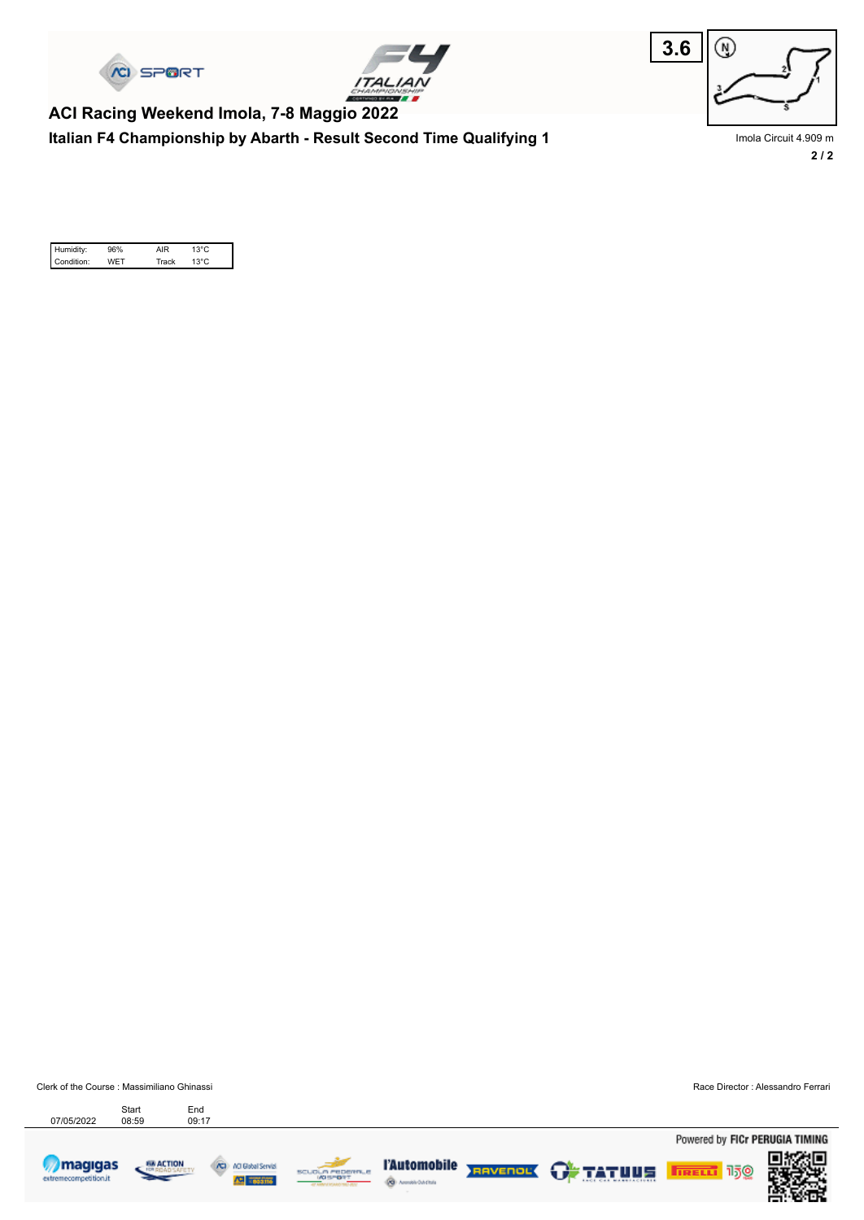## ACI Racing Weekend Imola, 7-8 Maggio 2022

### Italian F4 Championship by Abarth - Result Second Time Qualifying 1

3.6

Imola Circuit 4.909 m

| | | | |
|---|---|---|---|
| Humidity: | 96% | AIR | 13°C |
| Condition: | WET | Track | 13°C |

Clerk of the Course : Massimiliano Ghinassi

Race Director : Alessandro Ferrari

| | Start | End |
|---|---|---|
| 07/05/2022 | 08:59 | 09:17 |